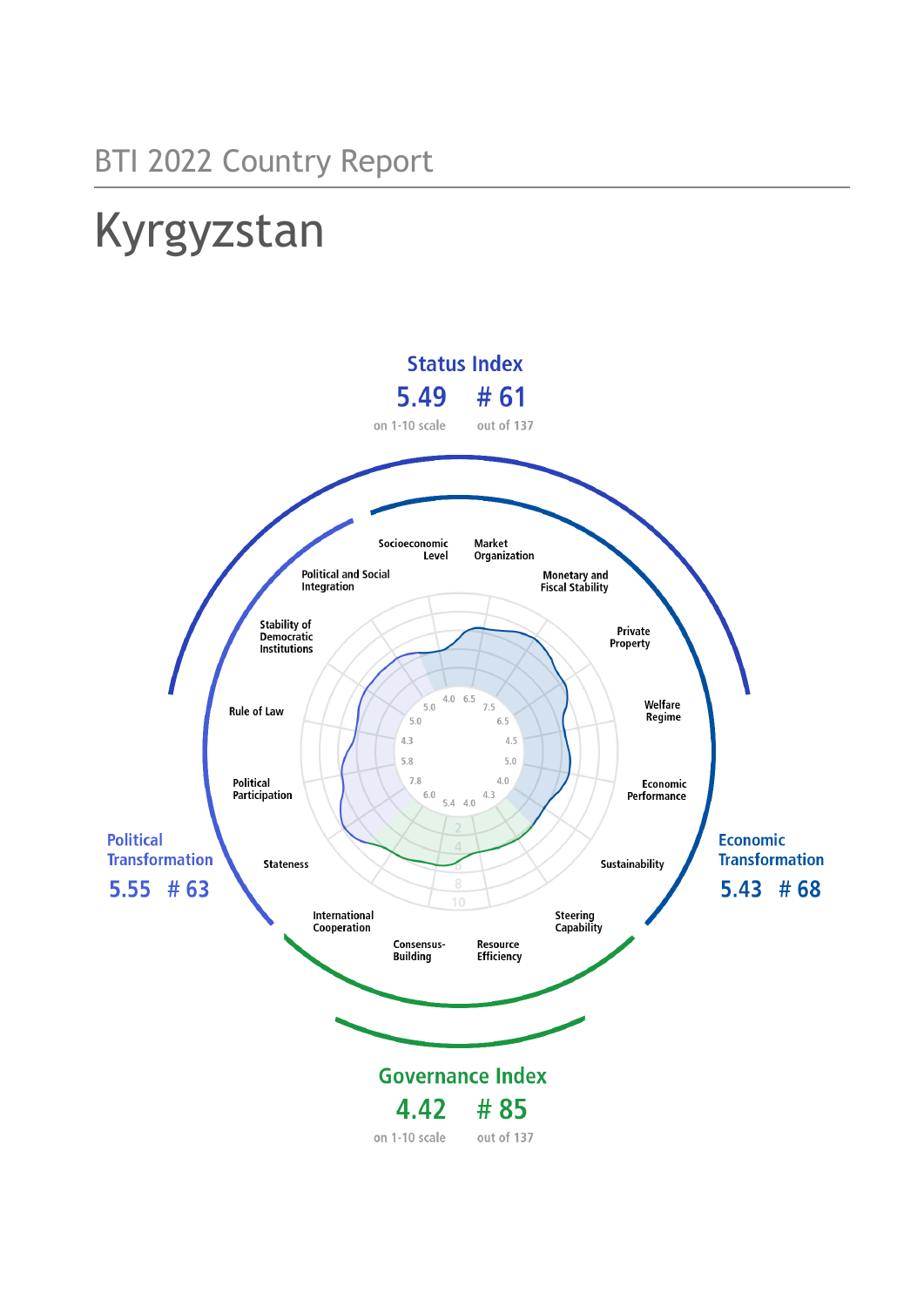BTI 2022 Country Report

# Kyrgyzstan

## Status Index

**5.49** on 1-10 scale

**# 61** out of 137

## Political Transformation

**5.55** **# 63**

## Economic Transformation

**5.43** **# 68**

## Governance Index

**4.42** on 1-10 scale

**# 85** out of 137

| Criterion | Score |
|---|---|
| Stateness | 7.8 |
| Political Participation | 5.8 |
| Rule of Law | 4.3 |
| Stability of Democratic Institutions | 5.0 |
| Political and Social Integration | 5.0 |
| Socioeconomic Level | 4.0 |
| Market Organization | 6.5 |
| Monetary and Fiscal Stability | 7.5 |
| Private Property | 6.5 |
| Welfare Regime | 4.5 |
| Economic Performance | 5.0 |
| Sustainability | 4.0 |
| Steering Capability | 4.3 |
| Resource Efficiency | 4.0 |
| Consensus-Building | 5.4 |
| International Cooperation | 6.0 |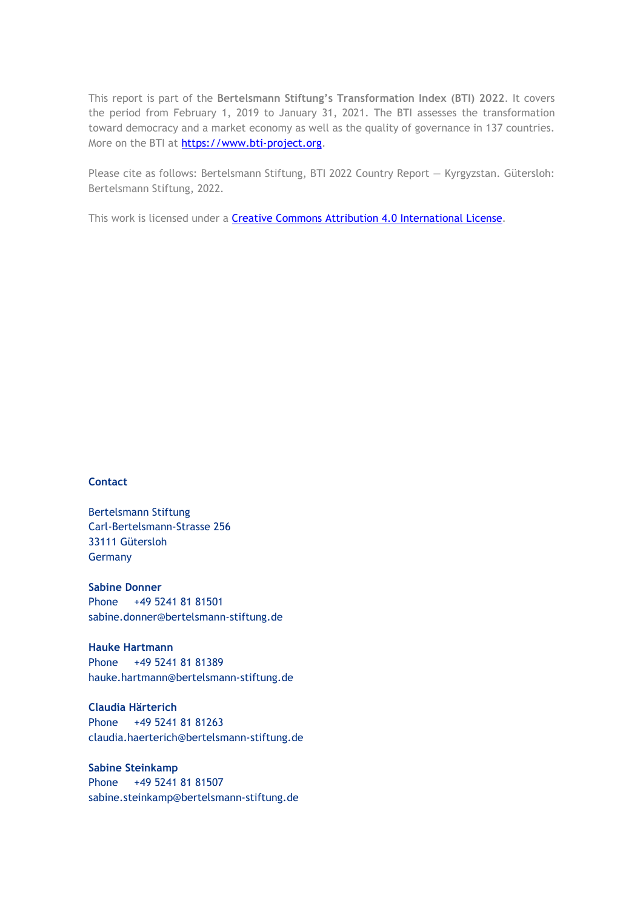This report is part of the **Bertelsmann Stiftung's Transformation Index (BTI) 2022**. It covers the period from February 1, 2019 to January 31, 2021. The BTI assesses the transformation toward democracy and a market economy as well as the quality of governance in 137 countries. More on the BTI at [https://www.bti-project.org](https://www.bti-project.org).

Please cite as follows: Bertelsmann Stiftung, BTI 2022 Country Report — Kyrgyzstan. Gütersloh: Bertelsmann Stiftung, 2022.

This work is licensed under a [Creative Commons Attribution 4.0 International License](https://creativecommons.org/licenses/by/4.0/).

**Contact**

Bertelsmann Stiftung
Carl-Bertelsmann-Strasse 256
33111 Gütersloh
Germany

**Sabine Donner**
Phone +49 5241 81 81501
sabine.donner@bertelsmann-stiftung.de

**Hauke Hartmann**
Phone +49 5241 81 81389
hauke.hartmann@bertelsmann-stiftung.de

**Claudia Härterich**
Phone +49 5241 81 81263
claudia.haerterich@bertelsmann-stiftung.de

**Sabine Steinkamp**
Phone +49 5241 81 81507
sabine.steinkamp@bertelsmann-stiftung.de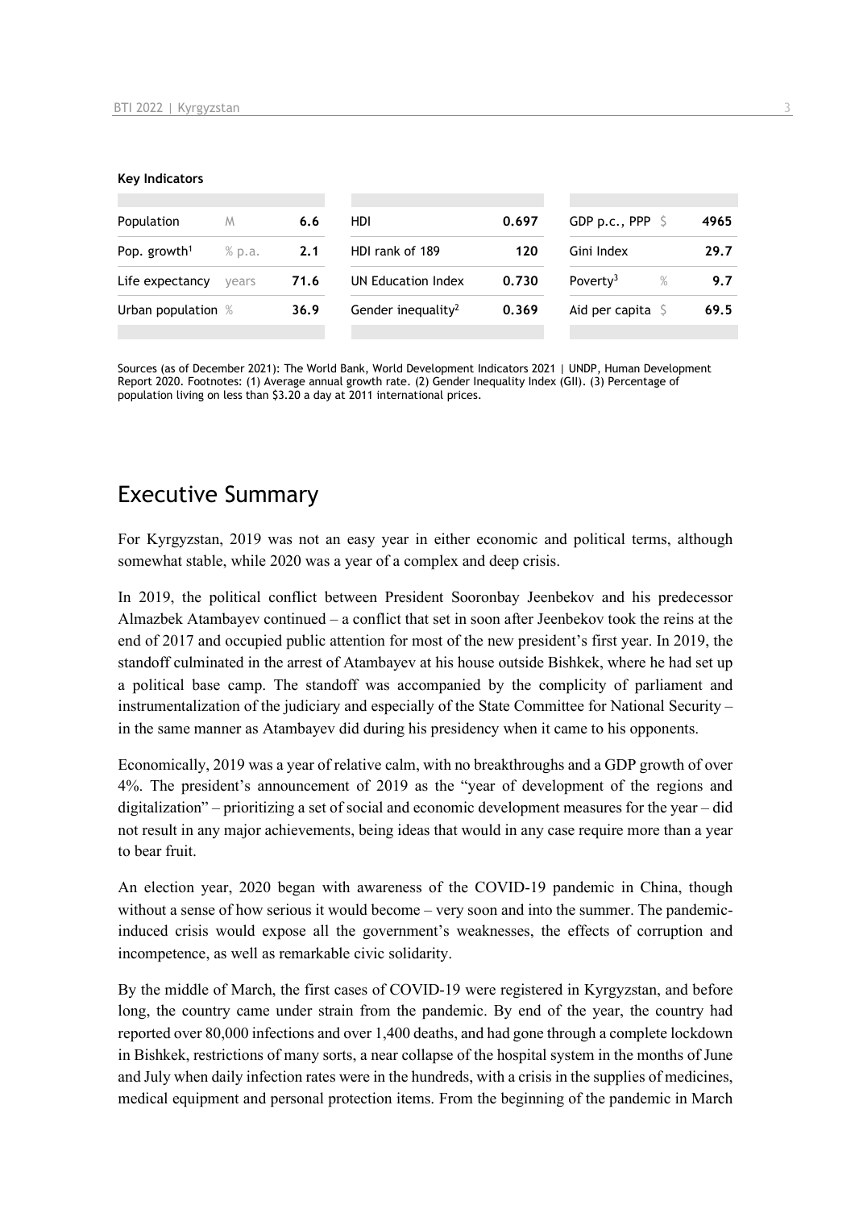#### Key Indicators

| Population | M | 6.6 | HDI | 0.697 | GDP p.c., PPP | $ | 4965 |
|---|---|---|---|---|---|---|---|
| Pop. growth[1] | % p.a. | 2.1 | HDI rank of 189 | 120 | Gini Index | | 29.7 |
| Life expectancy | years | 71.6 | UN Education Index | 0.730 | Poverty[3] | % | 9.7 |
| Urban population | % | 36.9 | Gender inequality[2] | 0.369 | Aid per capita | $ | 69.5 |

Sources (as of December 2021): The World Bank, World Development Indicators 2021 | UNDP, Human Development Report 2020. Footnotes: (1) Average annual growth rate. (2) Gender Inequality Index (GII). (3) Percentage of population living on less than $3.20 a day at 2011 international prices.

## Executive Summary

For Kyrgyzstan, 2019 was not an easy year in either economic and political terms, although somewhat stable, while 2020 was a year of a complex and deep crisis.

In 2019, the political conflict between President Sooronbay Jeenbekov and his predecessor Almazbek Atambayev continued – a conflict that set in soon after Jeenbekov took the reins at the end of 2017 and occupied public attention for most of the new president's first year. In 2019, the standoff culminated in the arrest of Atambayev at his house outside Bishkek, where he had set up a political base camp. The standoff was accompanied by the complicity of parliament and instrumentalization of the judiciary and especially of the State Committee for National Security – in the same manner as Atambayev did during his presidency when it came to his opponents.

Economically, 2019 was a year of relative calm, with no breakthroughs and a GDP growth of over 4%. The president's announcement of 2019 as the "year of development of the regions and digitalization" – prioritizing a set of social and economic development measures for the year – did not result in any major achievements, being ideas that would in any case require more than a year to bear fruit.

An election year, 2020 began with awareness of the COVID-19 pandemic in China, though without a sense of how serious it would become – very soon and into the summer. The pandemic-induced crisis would expose all the government's weaknesses, the effects of corruption and incompetence, as well as remarkable civic solidarity.

By the middle of March, the first cases of COVID-19 were registered in Kyrgyzstan, and before long, the country came under strain from the pandemic. By end of the year, the country had reported over 80,000 infections and over 1,400 deaths, and had gone through a complete lockdown in Bishkek, restrictions of many sorts, a near collapse of the hospital system in the months of June and July when daily infection rates were in the hundreds, with a crisis in the supplies of medicines, medical equipment and personal protection items. From the beginning of the pandemic in March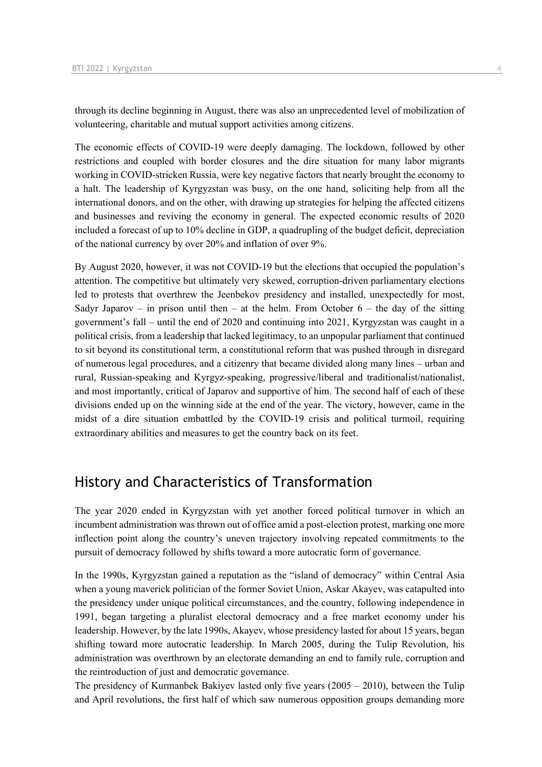through its decline beginning in August, there was also an unprecedented level of mobilization of volunteering, charitable and mutual support activities among citizens.

The economic effects of COVID-19 were deeply damaging. The lockdown, followed by other restrictions and coupled with border closures and the dire situation for many labor migrants working in COVID-stricken Russia, were key negative factors that nearly brought the economy to a halt. The leadership of Kyrgyzstan was busy, on the one hand, soliciting help from all the international donors, and on the other, with drawing up strategies for helping the affected citizens and businesses and reviving the economy in general. The expected economic results of 2020 included a forecast of up to 10% decline in GDP, a quadrupling of the budget deficit, depreciation of the national currency by over 20% and inflation of over 9%.

By August 2020, however, it was not COVID-19 but the elections that occupied the population's attention. The competitive but ultimately very skewed, corruption-driven parliamentary elections led to protests that overthrew the Jeenbekov presidency and installed, unexpectedly for most, Sadyr Japarov – in prison until then – at the helm. From October 6 – the day of the sitting government's fall – until the end of 2020 and continuing into 2021, Kyrgyzstan was caught in a political crisis, from a leadership that lacked legitimacy, to an unpopular parliament that continued to sit beyond its constitutional term, a constitutional reform that was pushed through in disregard of numerous legal procedures, and a citizenry that became divided along many lines – urban and rural, Russian-speaking and Kyrgyz-speaking, progressive/liberal and traditionalist/nationalist, and most importantly, critical of Japarov and supportive of him. The second half of each of these divisions ended up on the winning side at the end of the year. The victory, however, came in the midst of a dire situation embattled by the COVID-19 crisis and political turmoil, requiring extraordinary abilities and measures to get the country back on its feet.

## History and Characteristics of Transformation

The year 2020 ended in Kyrgyzstan with yet another forced political turnover in which an incumbent administration was thrown out of office amid a post-election protest, marking one more inflection point along the country's uneven trajectory involving repeated commitments to the pursuit of democracy followed by shifts toward a more autocratic form of governance.

In the 1990s, Kyrgyzstan gained a reputation as the "island of democracy" within Central Asia when a young maverick politician of the former Soviet Union, Askar Akayev, was catapulted into the presidency under unique political circumstances, and the country, following independence in 1991, began targeting a pluralist electoral democracy and a free market economy under his leadership. However, by the late 1990s, Akayev, whose presidency lasted for about 15 years, began shifting toward more autocratic leadership. In March 2005, during the Tulip Revolution, his administration was overthrown by an electorate demanding an end to family rule, corruption and the reintroduction of just and democratic governance.

The presidency of Kurmanbek Bakiyev lasted only five years (2005 – 2010), between the Tulip and April revolutions, the first half of which saw numerous opposition groups demanding more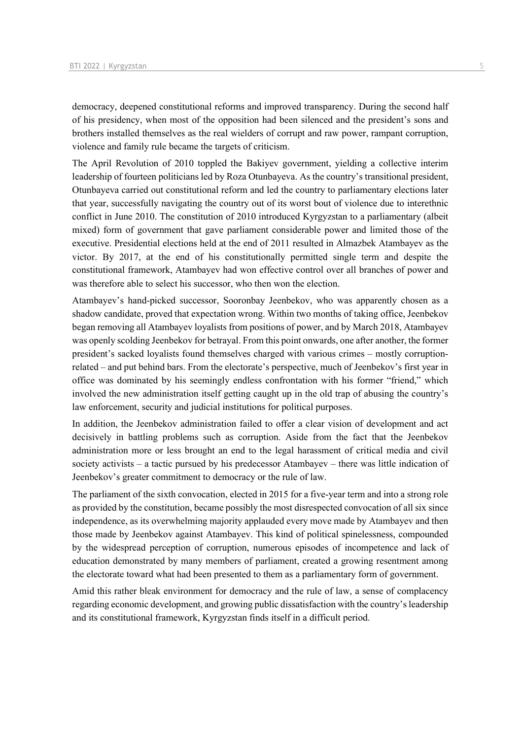democracy, deepened constitutional reforms and improved transparency. During the second half of his presidency, when most of the opposition had been silenced and the president's sons and brothers installed themselves as the real wielders of corrupt and raw power, rampant corruption, violence and family rule became the targets of criticism.

The April Revolution of 2010 toppled the Bakiyev government, yielding a collective interim leadership of fourteen politicians led by Roza Otunbayeva. As the country's transitional president, Otunbayeva carried out constitutional reform and led the country to parliamentary elections later that year, successfully navigating the country out of its worst bout of violence due to interethnic conflict in June 2010. The constitution of 2010 introduced Kyrgyzstan to a parliamentary (albeit mixed) form of government that gave parliament considerable power and limited those of the executive. Presidential elections held at the end of 2011 resulted in Almazbek Atambayev as the victor. By 2017, at the end of his constitutionally permitted single term and despite the constitutional framework, Atambayev had won effective control over all branches of power and was therefore able to select his successor, who then won the election.

Atambayev's hand-picked successor, Sooronbay Jeenbekov, who was apparently chosen as a shadow candidate, proved that expectation wrong. Within two months of taking office, Jeenbekov began removing all Atambayev loyalists from positions of power, and by March 2018, Atambayev was openly scolding Jeenbekov for betrayal. From this point onwards, one after another, the former president's sacked loyalists found themselves charged with various crimes – mostly corruption-related – and put behind bars. From the electorate's perspective, much of Jeenbekov's first year in office was dominated by his seemingly endless confrontation with his former "friend," which involved the new administration itself getting caught up in the old trap of abusing the country's law enforcement, security and judicial institutions for political purposes.

In addition, the Jeenbekov administration failed to offer a clear vision of development and act decisively in battling problems such as corruption. Aside from the fact that the Jeenbekov administration more or less brought an end to the legal harassment of critical media and civil society activists – a tactic pursued by his predecessor Atambayev – there was little indication of Jeenbekov's greater commitment to democracy or the rule of law.

The parliament of the sixth convocation, elected in 2015 for a five-year term and into a strong role as provided by the constitution, became possibly the most disrespected convocation of all six since independence, as its overwhelming majority applauded every move made by Atambayev and then those made by Jeenbekov against Atambayev. This kind of political spinelessness, compounded by the widespread perception of corruption, numerous episodes of incompetence and lack of education demonstrated by many members of parliament, created a growing resentment among the electorate toward what had been presented to them as a parliamentary form of government.

Amid this rather bleak environment for democracy and the rule of law, a sense of complacency regarding economic development, and growing public dissatisfaction with the country's leadership and its constitutional framework, Kyrgyzstan finds itself in a difficult period.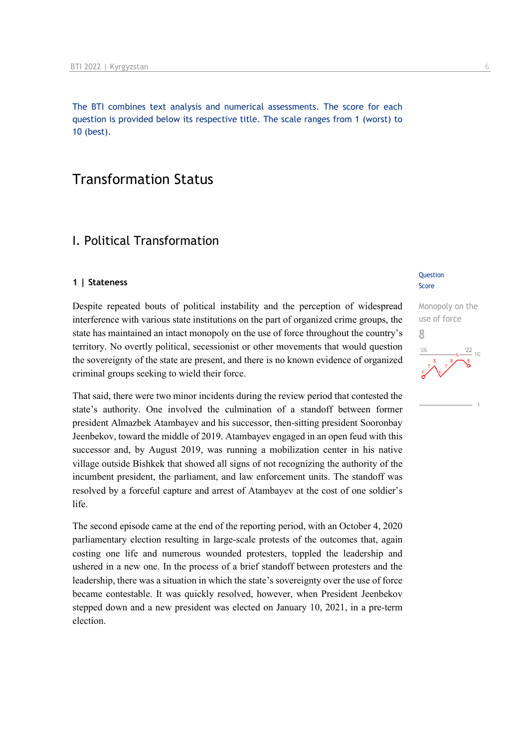The BTI combines text analysis and numerical assessments. The score for each question is provided below its respective title. The scale ranges from 1 (worst) to 10 (best).

# Transformation Status

## I. Political Transformation

### 1 | Stateness

Question Score

Monopoly on the use of force

8

Despite repeated bouts of political instability and the perception of widespread interference with various state institutions on the part of organized crime groups, the state has maintained an intact monopoly on the use of force throughout the country's territory. No overtly political, secessionist or other movements that would question the sovereignty of the state are present, and there is no known evidence of organized criminal groups seeking to wield their force.

That said, there were two minor incidents during the review period that contested the state's authority. One involved the culmination of a standoff between former president Almazbek Atambayev and his successor, then-sitting president Sooronbay Jeenbekov, toward the middle of 2019. Atambayev engaged in an open feud with this successor and, by August 2019, was running a mobilization center in his native village outside Bishkek that showed all signs of not recognizing the authority of the incumbent president, the parliament, and law enforcement units. The standoff was resolved by a forceful capture and arrest of Atambayev at the cost of one soldier's life.

The second episode came at the end of the reporting period, with an October 4, 2020 parliamentary election resulting in large-scale protests of the outcomes that, again costing one life and numerous wounded protesters, toppled the leadership and ushered in a new one. In the process of a brief standoff between protesters and the leadership, there was a situation in which the state's sovereignty over the use of force became contestable. It was quickly resolved, however, when President Jeenbekov stepped down and a new president was elected on January 10, 2021, in a pre-term election.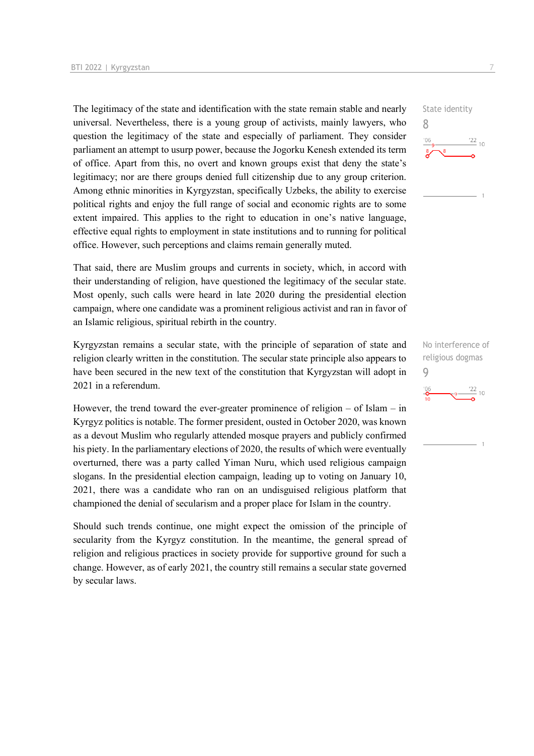The legitimacy of the state and identification with the state remain stable and nearly universal. Nevertheless, there is a young group of activists, mainly lawyers, who question the legitimacy of the state and especially of parliament. They consider parliament an attempt to usurp power, because the Jogorku Kenesh extended its term of office. Apart from this, no overt and known groups exist that deny the state's legitimacy; nor are there groups denied full citizenship due to any group criterion. Among ethnic minorities in Kyrgyzstan, specifically Uzbeks, the ability to exercise political rights and enjoy the full range of social and economic rights are to some extent impaired. This applies to the right to education in one's native language, effective equal rights to employment in state institutions and to running for political office. However, such perceptions and claims remain generally muted.

State identity
8

That said, there are Muslim groups and currents in society, which, in accord with their understanding of religion, have questioned the legitimacy of the secular state. Most openly, such calls were heard in late 2020 during the presidential election campaign, where one candidate was a prominent religious activist and ran in favor of an Islamic religious, spiritual rebirth in the country.

Kyrgyzstan remains a secular state, with the principle of separation of state and religion clearly written in the constitution. The secular state principle also appears to have been secured in the new text of the constitution that Kyrgyzstan will adopt in 2021 in a referendum.

No interference of religious dogmas
9

However, the trend toward the ever-greater prominence of religion – of Islam – in Kyrgyz politics is notable. The former president, ousted in October 2020, was known as a devout Muslim who regularly attended mosque prayers and publicly confirmed his piety. In the parliamentary elections of 2020, the results of which were eventually overturned, there was a party called Yiman Nuru, which used religious campaign slogans. In the presidential election campaign, leading up to voting on January 10, 2021, there was a candidate who ran on an undisguised religious platform that championed the denial of secularism and a proper place for Islam in the country.

Should such trends continue, one might expect the omission of the principle of secularity from the Kyrgyz constitution. In the meantime, the general spread of religion and religious practices in society provide for supportive ground for such a change. However, as of early 2021, the country still remains a secular state governed by secular laws.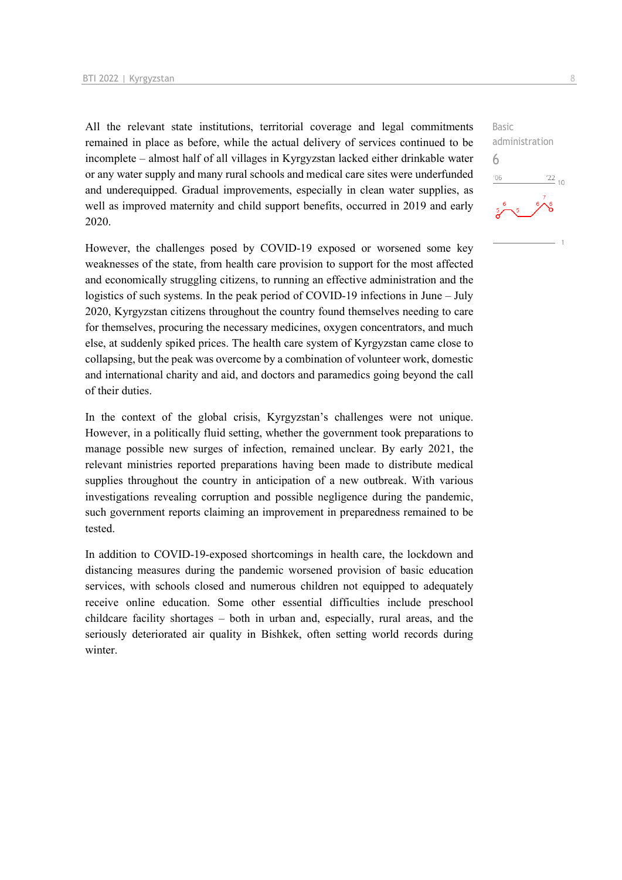All the relevant state institutions, territorial coverage and legal commitments remained in place as before, while the actual delivery of services continued to be incomplete – almost half of all villages in Kyrgyzstan lacked either drinkable water or any water supply and many rural schools and medical care sites were underfunded and underequipped. Gradual improvements, especially in clean water supplies, as well as improved maternity and child support benefits, occurred in 2019 and early 2020.

Basic administration
6

However, the challenges posed by COVID-19 exposed or worsened some key weaknesses of the state, from health care provision to support for the most affected and economically struggling citizens, to running an effective administration and the logistics of such systems. In the peak period of COVID-19 infections in June – July 2020, Kyrgyzstan citizens throughout the country found themselves needing to care for themselves, procuring the necessary medicines, oxygen concentrators, and much else, at suddenly spiked prices. The health care system of Kyrgyzstan came close to collapsing, but the peak was overcome by a combination of volunteer work, domestic and international charity and aid, and doctors and paramedics going beyond the call of their duties.

In the context of the global crisis, Kyrgyzstan's challenges were not unique. However, in a politically fluid setting, whether the government took preparations to manage possible new surges of infection, remained unclear. By early 2021, the relevant ministries reported preparations having been made to distribute medical supplies throughout the country in anticipation of a new outbreak. With various investigations revealing corruption and possible negligence during the pandemic, such government reports claiming an improvement in preparedness remained to be tested.

In addition to COVID-19-exposed shortcomings in health care, the lockdown and distancing measures during the pandemic worsened provision of basic education services, with schools closed and numerous children not equipped to adequately receive online education. Some other essential difficulties include preschool childcare facility shortages – both in urban and, especially, rural areas, and the seriously deteriorated air quality in Bishkek, often setting world records during winter.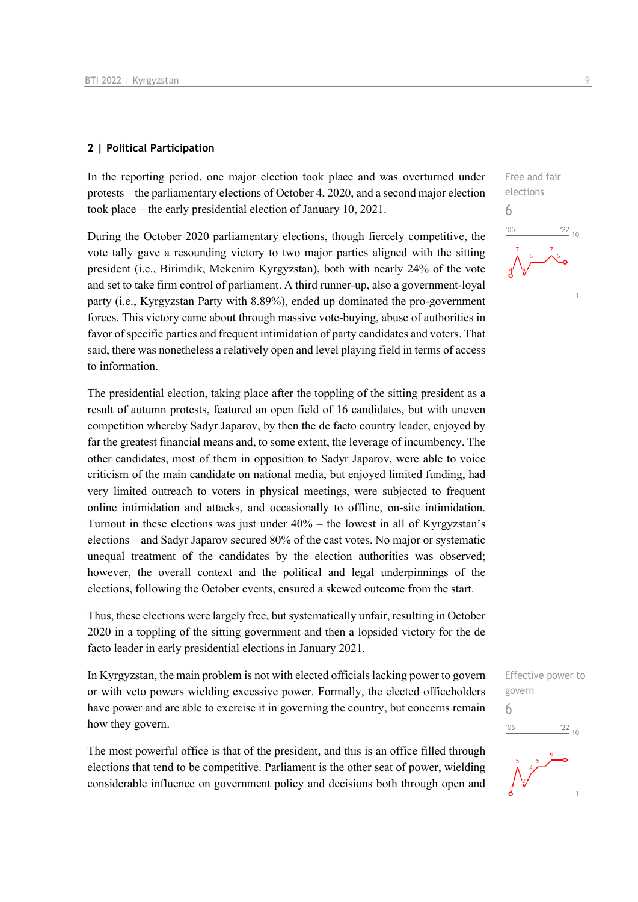## 2 | Political Participation

In the reporting period, one major election took place and was overturned under protests – the parliamentary elections of October 4, 2020, and a second major election took place – the early presidential election of January 10, 2021.

Free and fair elections
6

During the October 2020 parliamentary elections, though fiercely competitive, the vote tally gave a resounding victory to two major parties aligned with the sitting president (i.e., Birimdik, Mekenim Kyrgyzstan), both with nearly 24% of the vote and set to take firm control of parliament. A third runner-up, also a government-loyal party (i.e., Kyrgyzstan Party with 8.89%), ended up dominated the pro-government forces. This victory came about through massive vote-buying, abuse of authorities in favor of specific parties and frequent intimidation of party candidates and voters. That said, there was nonetheless a relatively open and level playing field in terms of access to information.

The presidential election, taking place after the toppling of the sitting president as a result of autumn protests, featured an open field of 16 candidates, but with uneven competition whereby Sadyr Japarov, by then the de facto country leader, enjoyed by far the greatest financial means and, to some extent, the leverage of incumbency. The other candidates, most of them in opposition to Sadyr Japarov, were able to voice criticism of the main candidate on national media, but enjoyed limited funding, had very limited outreach to voters in physical meetings, were subjected to frequent online intimidation and attacks, and occasionally to offline, on-site intimidation. Turnout in these elections was just under 40% – the lowest in all of Kyrgyzstan's elections – and Sadyr Japarov secured 80% of the cast votes. No major or systematic unequal treatment of the candidates by the election authorities was observed; however, the overall context and the political and legal underpinnings of the elections, following the October events, ensured a skewed outcome from the start.

Thus, these elections were largely free, but systematically unfair, resulting in October 2020 in a toppling of the sitting government and then a lopsided victory for the de facto leader in early presidential elections in January 2021.

In Kyrgyzstan, the main problem is not with elected officials lacking power to govern or with veto powers wielding excessive power. Formally, the elected officeholders have power and are able to exercise it in governing the country, but concerns remain how they govern.

Effective power to govern
6

The most powerful office is that of the president, and this is an office filled through elections that tend to be competitive. Parliament is the other seat of power, wielding considerable influence on government policy and decisions both through open and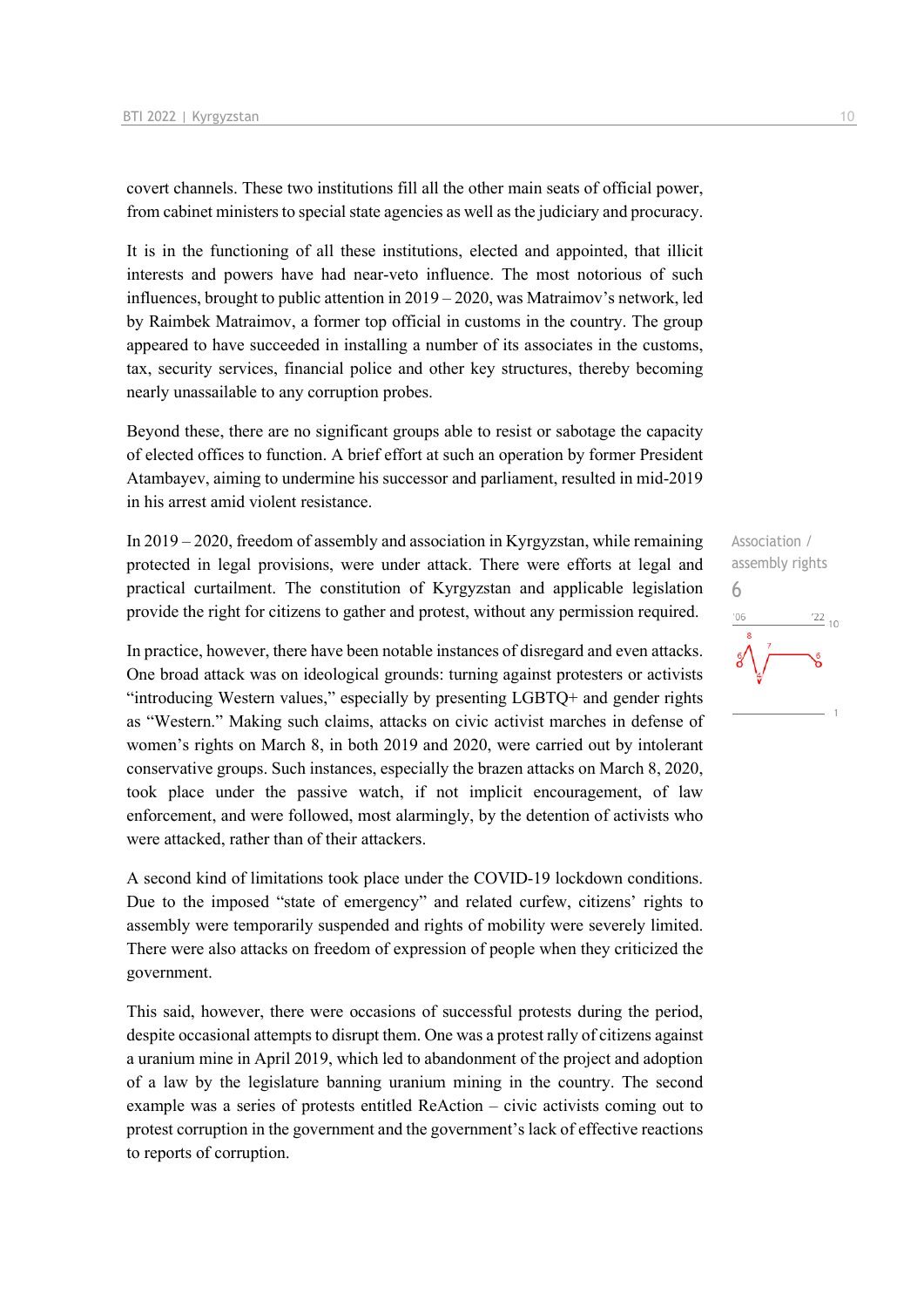covert channels. These two institutions fill all the other main seats of official power, from cabinet ministers to special state agencies as well as the judiciary and procuracy.

It is in the functioning of all these institutions, elected and appointed, that illicit interests and powers have had near-veto influence. The most notorious of such influences, brought to public attention in 2019 – 2020, was Matraimov's network, led by Raimbek Matraimov, a former top official in customs in the country. The group appeared to have succeeded in installing a number of its associates in the customs, tax, security services, financial police and other key structures, thereby becoming nearly unassailable to any corruption probes.

Beyond these, there are no significant groups able to resist or sabotage the capacity of elected offices to function. A brief effort at such an operation by former President Atambayev, aiming to undermine his successor and parliament, resulted in mid-2019 in his arrest amid violent resistance.

Association / assembly rights
6

In 2019 – 2020, freedom of assembly and association in Kyrgyzstan, while remaining protected in legal provisions, were under attack. There were efforts at legal and practical curtailment. The constitution of Kyrgyzstan and applicable legislation provide the right for citizens to gather and protest, without any permission required.

In practice, however, there have been notable instances of disregard and even attacks. One broad attack was on ideological grounds: turning against protesters or activists "introducing Western values," especially by presenting LGBTQ+ and gender rights as "Western." Making such claims, attacks on civic activist marches in defense of women's rights on March 8, in both 2019 and 2020, were carried out by intolerant conservative groups. Such instances, especially the brazen attacks on March 8, 2020, took place under the passive watch, if not implicit encouragement, of law enforcement, and were followed, most alarmingly, by the detention of activists who were attacked, rather than of their attackers.

A second kind of limitations took place under the COVID-19 lockdown conditions. Due to the imposed "state of emergency" and related curfew, citizens' rights to assembly were temporarily suspended and rights of mobility were severely limited. There were also attacks on freedom of expression of people when they criticized the government.

This said, however, there were occasions of successful protests during the period, despite occasional attempts to disrupt them. One was a protest rally of citizens against a uranium mine in April 2019, which led to abandonment of the project and adoption of a law by the legislature banning uranium mining in the country. The second example was a series of protests entitled ReAction – civic activists coming out to protest corruption in the government and the government's lack of effective reactions to reports of corruption.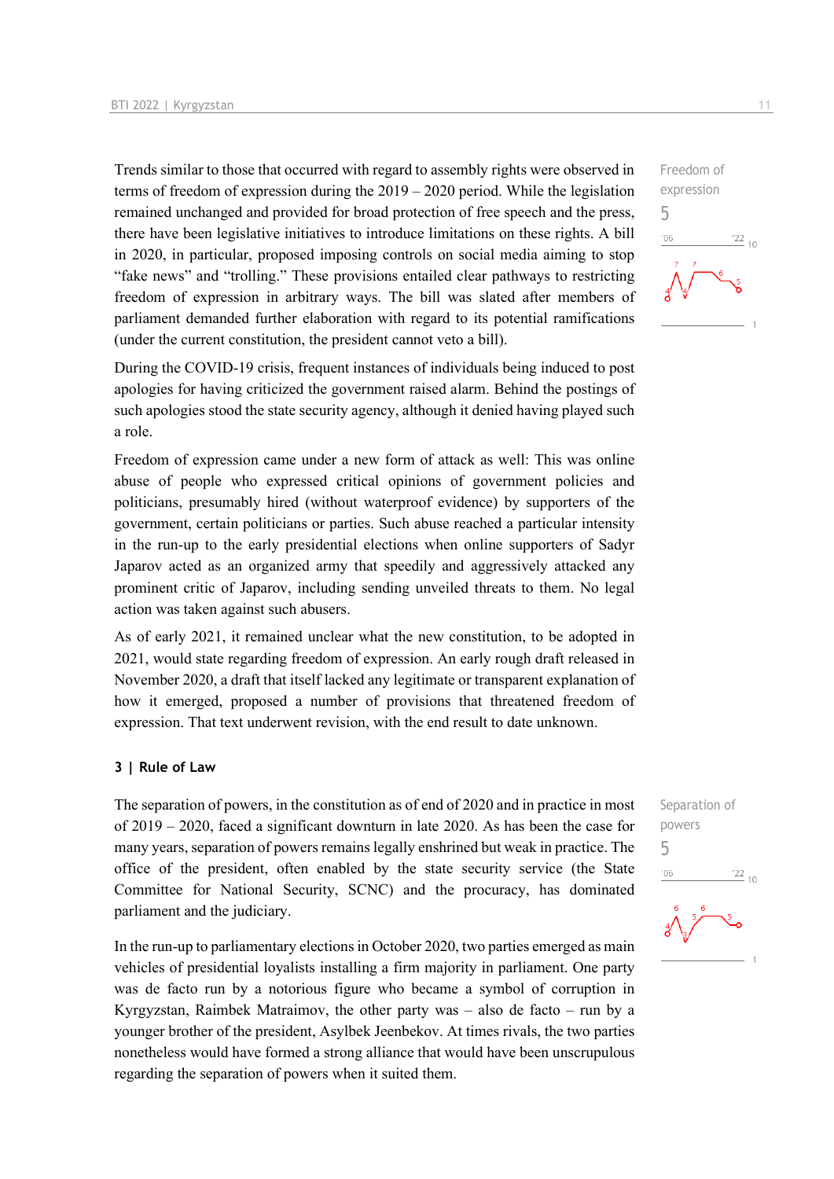Trends similar to those that occurred with regard to assembly rights were observed in terms of freedom of expression during the 2019 – 2020 period. While the legislation remained unchanged and provided for broad protection of free speech and the press, there have been legislative initiatives to introduce limitations on these rights. A bill in 2020, in particular, proposed imposing controls on social media aiming to stop "fake news" and "trolling." These provisions entailed clear pathways to restricting freedom of expression in arbitrary ways. The bill was slated after members of parliament demanded further elaboration with regard to its potential ramifications (under the current constitution, the president cannot veto a bill).

Freedom of expression
5

During the COVID-19 crisis, frequent instances of individuals being induced to post apologies for having criticized the government raised alarm. Behind the postings of such apologies stood the state security agency, although it denied having played such a role.

Freedom of expression came under a new form of attack as well: This was online abuse of people who expressed critical opinions of government policies and politicians, presumably hired (without waterproof evidence) by supporters of the government, certain politicians or parties. Such abuse reached a particular intensity in the run-up to the early presidential elections when online supporters of Sadyr Japarov acted as an organized army that speedily and aggressively attacked any prominent critic of Japarov, including sending unveiled threats to them. No legal action was taken against such abusers.

As of early 2021, it remained unclear what the new constitution, to be adopted in 2021, would state regarding freedom of expression. An early rough draft released in November 2020, a draft that itself lacked any legitimate or transparent explanation of how it emerged, proposed a number of provisions that threatened freedom of expression. That text underwent revision, with the end result to date unknown.

### 3 | Rule of Law

The separation of powers, in the constitution as of end of 2020 and in practice in most of 2019 – 2020, faced a significant downturn in late 2020. As has been the case for many years, separation of powers remains legally enshrined but weak in practice. The office of the president, often enabled by the state security service (the State Committee for National Security, SCNC) and the procuracy, has dominated parliament and the judiciary.

Separation of powers
5

In the run-up to parliamentary elections in October 2020, two parties emerged as main vehicles of presidential loyalists installing a firm majority in parliament. One party was de facto run by a notorious figure who became a symbol of corruption in Kyrgyzstan, Raimbek Matraimov, the other party was – also de facto – run by a younger brother of the president, Asylbek Jeenbekov. At times rivals, the two parties nonetheless would have formed a strong alliance that would have been unscrupulous regarding the separation of powers when it suited them.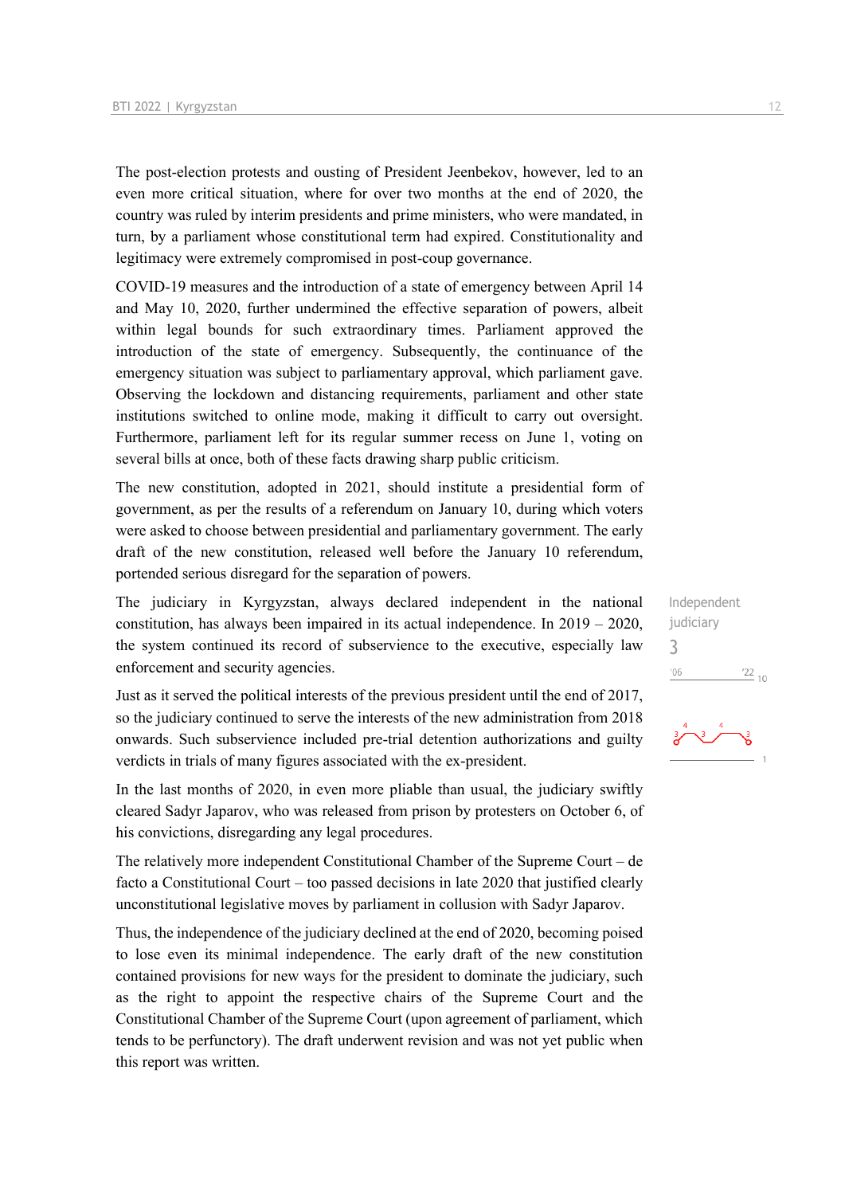The post-election protests and ousting of President Jeenbekov, however, led to an even more critical situation, where for over two months at the end of 2020, the country was ruled by interim presidents and prime ministers, who were mandated, in turn, by a parliament whose constitutional term had expired. Constitutionality and legitimacy were extremely compromised in post-coup governance.

COVID-19 measures and the introduction of a state of emergency between April 14 and May 10, 2020, further undermined the effective separation of powers, albeit within legal bounds for such extraordinary times. Parliament approved the introduction of the state of emergency. Subsequently, the continuance of the emergency situation was subject to parliamentary approval, which parliament gave. Observing the lockdown and distancing requirements, parliament and other state institutions switched to online mode, making it difficult to carry out oversight. Furthermore, parliament left for its regular summer recess on June 1, voting on several bills at once, both of these facts drawing sharp public criticism.

The new constitution, adopted in 2021, should institute a presidential form of government, as per the results of a referendum on January 10, during which voters were asked to choose between presidential and parliamentary government. The early draft of the new constitution, released well before the January 10 referendum, portended serious disregard for the separation of powers.

Independent judiciary
3

The judiciary in Kyrgyzstan, always declared independent in the national constitution, has always been impaired in its actual independence. In 2019 – 2020, the system continued its record of subservience to the executive, especially law enforcement and security agencies.

Just as it served the political interests of the previous president until the end of 2017, so the judiciary continued to serve the interests of the new administration from 2018 onwards. Such subservience included pre-trial detention authorizations and guilty verdicts in trials of many figures associated with the ex-president.

In the last months of 2020, in even more pliable than usual, the judiciary swiftly cleared Sadyr Japarov, who was released from prison by protesters on October 6, of his convictions, disregarding any legal procedures.

The relatively more independent Constitutional Chamber of the Supreme Court – de facto a Constitutional Court – too passed decisions in late 2020 that justified clearly unconstitutional legislative moves by parliament in collusion with Sadyr Japarov.

Thus, the independence of the judiciary declined at the end of 2020, becoming poised to lose even its minimal independence. The early draft of the new constitution contained provisions for new ways for the president to dominate the judiciary, such as the right to appoint the respective chairs of the Supreme Court and the Constitutional Chamber of the Supreme Court (upon agreement of parliament, which tends to be perfunctory). The draft underwent revision and was not yet public when this report was written.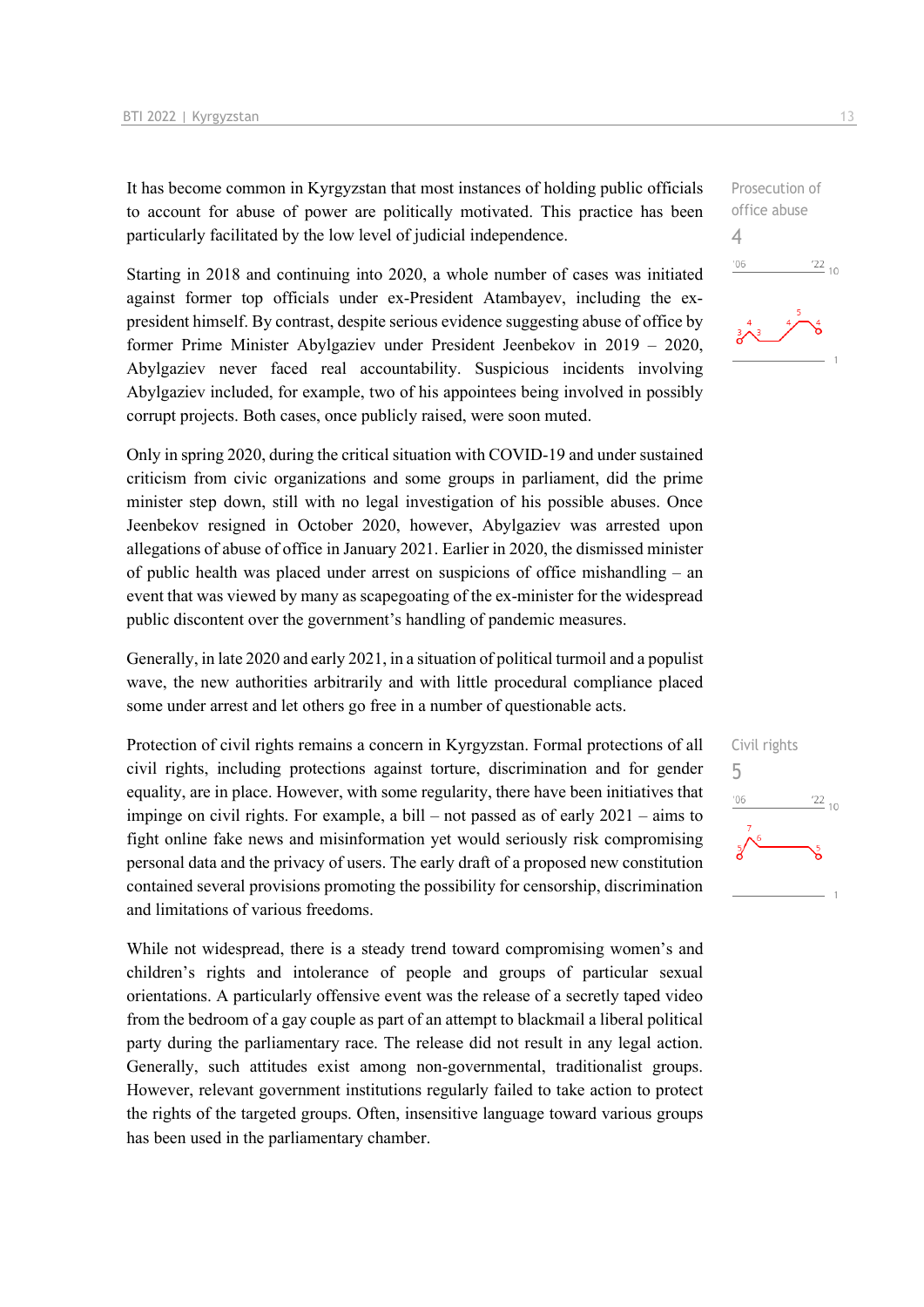It has become common in Kyrgyzstan that most instances of holding public officials to account for abuse of power are politically motivated. This practice has been particularly facilitated by the low level of judicial independence.

Prosecution of office abuse
4

Starting in 2018 and continuing into 2020, a whole number of cases was initiated against former top officials under ex-President Atambayev, including the ex-president himself. By contrast, despite serious evidence suggesting abuse of office by former Prime Minister Abylgaziev under President Jeenbekov in 2019 – 2020, Abylgaziev never faced real accountability. Suspicious incidents involving Abylgaziev included, for example, two of his appointees being involved in possibly corrupt projects. Both cases, once publicly raised, were soon muted.

Only in spring 2020, during the critical situation with COVID-19 and under sustained criticism from civic organizations and some groups in parliament, did the prime minister step down, still with no legal investigation of his possible abuses. Once Jeenbekov resigned in October 2020, however, Abylgaziev was arrested upon allegations of abuse of office in January 2021. Earlier in 2020, the dismissed minister of public health was placed under arrest on suspicions of office mishandling – an event that was viewed by many as scapegoating of the ex-minister for the widespread public discontent over the government's handling of pandemic measures.

Generally, in late 2020 and early 2021, in a situation of political turmoil and a populist wave, the new authorities arbitrarily and with little procedural compliance placed some under arrest and let others go free in a number of questionable acts.

Protection of civil rights remains a concern in Kyrgyzstan. Formal protections of all civil rights, including protections against torture, discrimination and for gender equality, are in place. However, with some regularity, there have been initiatives that impinge on civil rights. For example, a bill – not passed as of early 2021 – aims to fight online fake news and misinformation yet would seriously risk compromising personal data and the privacy of users. The early draft of a proposed new constitution contained several provisions promoting the possibility for censorship, discrimination and limitations of various freedoms.

Civil rights
5

While not widespread, there is a steady trend toward compromising women's and children's rights and intolerance of people and groups of particular sexual orientations. A particularly offensive event was the release of a secretly taped video from the bedroom of a gay couple as part of an attempt to blackmail a liberal political party during the parliamentary race. The release did not result in any legal action. Generally, such attitudes exist among non-governmental, traditionalist groups. However, relevant government institutions regularly failed to take action to protect the rights of the targeted groups. Often, insensitive language toward various groups has been used in the parliamentary chamber.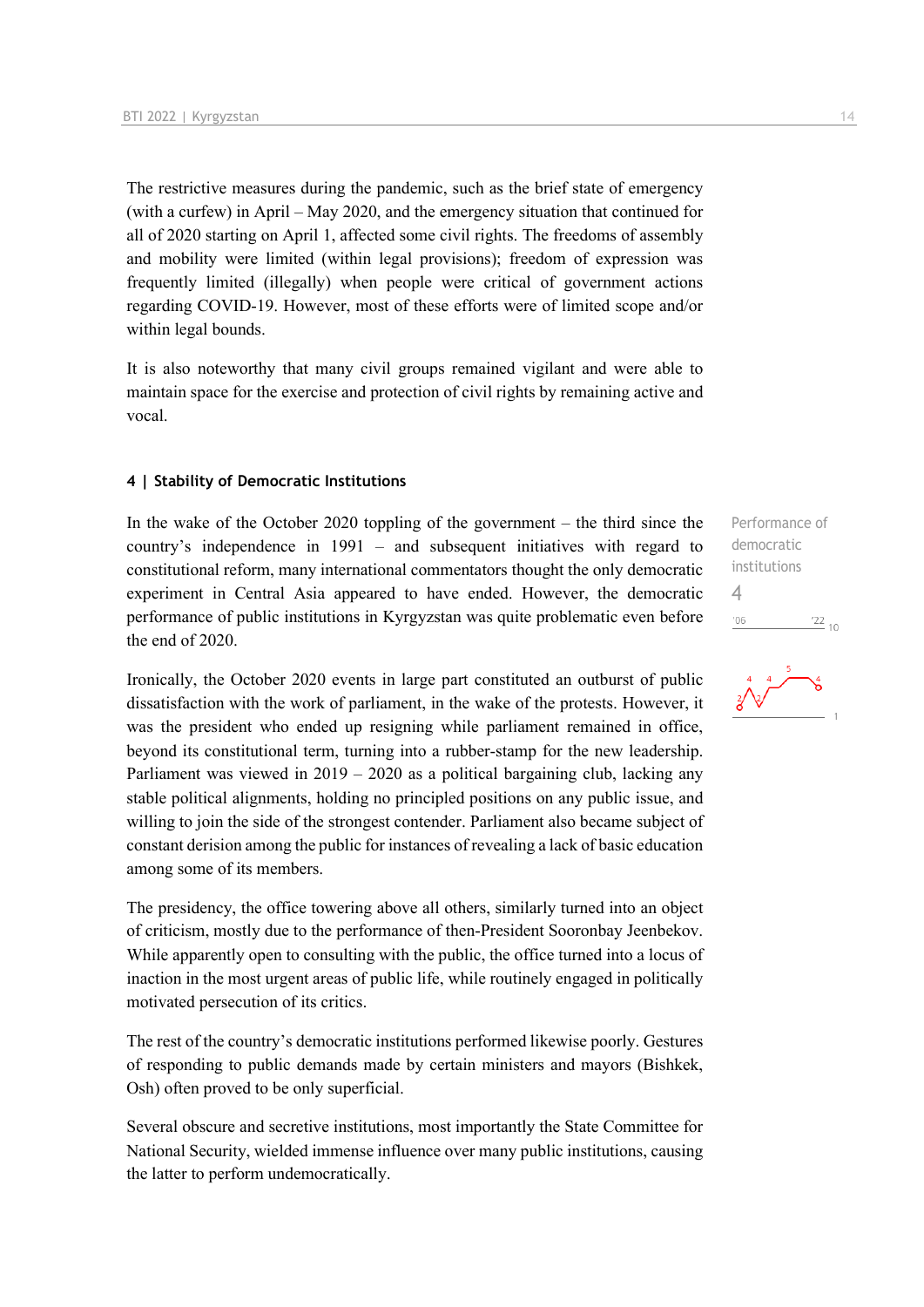The restrictive measures during the pandemic, such as the brief state of emergency (with a curfew) in April – May 2020, and the emergency situation that continued for all of 2020 starting on April 1, affected some civil rights. The freedoms of assembly and mobility were limited (within legal provisions); freedom of expression was frequently limited (illegally) when people were critical of government actions regarding COVID-19. However, most of these efforts were of limited scope and/or within legal bounds.

It is also noteworthy that many civil groups remained vigilant and were able to maintain space for the exercise and protection of civil rights by remaining active and vocal.

## 4 | Stability of Democratic Institutions

Performance of democratic institutions

4

In the wake of the October 2020 toppling of the government – the third since the country's independence in 1991 – and subsequent initiatives with regard to constitutional reform, many international commentators thought the only democratic experiment in Central Asia appeared to have ended. However, the democratic performance of public institutions in Kyrgyzstan was quite problematic even before the end of 2020.

Ironically, the October 2020 events in large part constituted an outburst of public dissatisfaction with the work of parliament, in the wake of the protests. However, it was the president who ended up resigning while parliament remained in office, beyond its constitutional term, turning into a rubber-stamp for the new leadership. Parliament was viewed in 2019 – 2020 as a political bargaining club, lacking any stable political alignments, holding no principled positions on any public issue, and willing to join the side of the strongest contender. Parliament also became subject of constant derision among the public for instances of revealing a lack of basic education among some of its members.

The presidency, the office towering above all others, similarly turned into an object of criticism, mostly due to the performance of then-President Sooronbay Jeenbekov. While apparently open to consulting with the public, the office turned into a locus of inaction in the most urgent areas of public life, while routinely engaged in politically motivated persecution of its critics.

The rest of the country's democratic institutions performed likewise poorly. Gestures of responding to public demands made by certain ministers and mayors (Bishkek, Osh) often proved to be only superficial.

Several obscure and secretive institutions, most importantly the State Committee for National Security, wielded immense influence over many public institutions, causing the latter to perform undemocratically.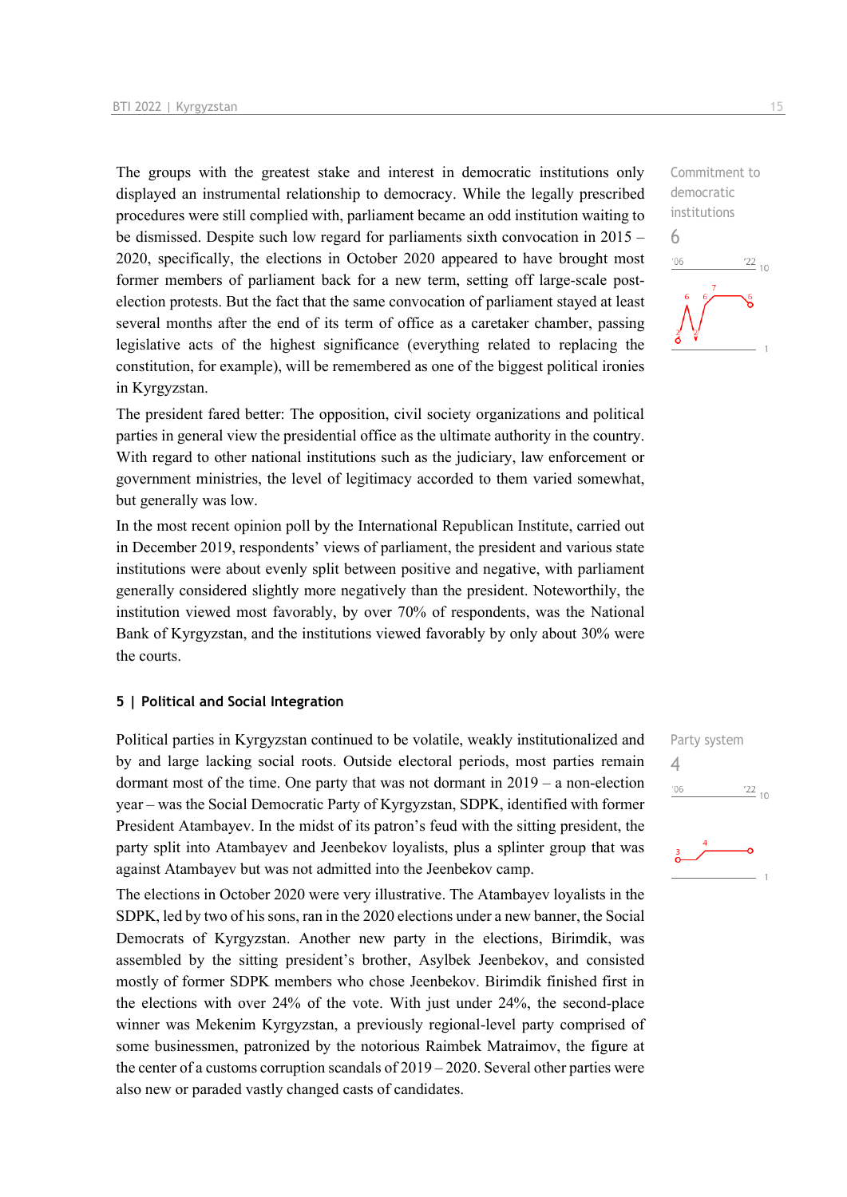The groups with the greatest stake and interest in democratic institutions only displayed an instrumental relationship to democracy. While the legally prescribed procedures were still complied with, parliament became an odd institution waiting to be dismissed. Despite such low regard for parliaments sixth convocation in 2015 – 2020, specifically, the elections in October 2020 appeared to have brought most former members of parliament back for a new term, setting off large-scale post-election protests. But the fact that the same convocation of parliament stayed at least several months after the end of its term of office as a caretaker chamber, passing legislative acts of the highest significance (everything related to replacing the constitution, for example), will be remembered as one of the biggest political ironies in Kyrgyzstan.

Commitment to democratic institutions

6

The president fared better: The opposition, civil society organizations and political parties in general view the presidential office as the ultimate authority in the country. With regard to other national institutions such as the judiciary, law enforcement or government ministries, the level of legitimacy accorded to them varied somewhat, but generally was low.

In the most recent opinion poll by the International Republican Institute, carried out in December 2019, respondents' views of parliament, the president and various state institutions were about evenly split between positive and negative, with parliament generally considered slightly more negatively than the president. Noteworthily, the institution viewed most favorably, by over 70% of respondents, was the National Bank of Kyrgyzstan, and the institutions viewed favorably by only about 30% were the courts.

## 5 | Political and Social Integration

Political parties in Kyrgyzstan continued to be volatile, weakly institutionalized and by and large lacking social roots. Outside electoral periods, most parties remain dormant most of the time. One party that was not dormant in 2019 – a non-election year – was the Social Democratic Party of Kyrgyzstan, SDPK, identified with former President Atambayev. In the midst of its patron's feud with the sitting president, the party split into Atambayev and Jeenbekov loyalists, plus a splinter group that was against Atambayev but was not admitted into the Jeenbekov camp.

Party system

4

The elections in October 2020 were very illustrative. The Atambayev loyalists in the SDPK, led by two of his sons, ran in the 2020 elections under a new banner, the Social Democrats of Kyrgyzstan. Another new party in the elections, Birimdik, was assembled by the sitting president's brother, Asylbek Jeenbekov, and consisted mostly of former SDPK members who chose Jeenbekov. Birimdik finished first in the elections with over 24% of the vote. With just under 24%, the second-place winner was Mekenim Kyrgyzstan, a previously regional-level party comprised of some businessmen, patronized by the notorious Raimbek Matraimov, the figure at the center of a customs corruption scandals of 2019 – 2020. Several other parties were also new or paraded vastly changed casts of candidates.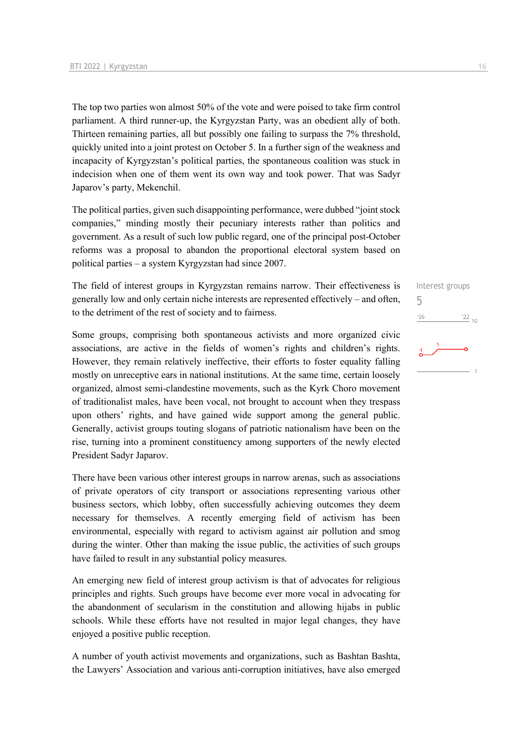The top two parties won almost 50% of the vote and were poised to take firm control parliament. A third runner-up, the Kyrgyzstan Party, was an obedient ally of both. Thirteen remaining parties, all but possibly one failing to surpass the 7% threshold, quickly united into a joint protest on October 5. In a further sign of the weakness and incapacity of Kyrgyzstan's political parties, the spontaneous coalition was stuck in indecision when one of them went its own way and took power. That was Sadyr Japarov's party, Mekenchil.

The political parties, given such disappointing performance, were dubbed "joint stock companies," minding mostly their pecuniary interests rather than politics and government. As a result of such low public regard, one of the principal post-October reforms was a proposal to abandon the proportional electoral system based on political parties – a system Kyrgyzstan had since 2007.

Interest groups
5

The field of interest groups in Kyrgyzstan remains narrow. Their effectiveness is generally low and only certain niche interests are represented effectively – and often, to the detriment of the rest of society and to fairness.

Some groups, comprising both spontaneous activists and more organized civic associations, are active in the fields of women's rights and children's rights. However, they remain relatively ineffective, their efforts to foster equality falling mostly on unreceptive ears in national institutions. At the same time, certain loosely organized, almost semi-clandestine movements, such as the Kyrk Choro movement of traditionalist males, have been vocal, not brought to account when they trespass upon others' rights, and have gained wide support among the general public. Generally, activist groups touting slogans of patriotic nationalism have been on the rise, turning into a prominent constituency among supporters of the newly elected President Sadyr Japarov.

There have been various other interest groups in narrow arenas, such as associations of private operators of city transport or associations representing various other business sectors, which lobby, often successfully achieving outcomes they deem necessary for themselves. A recently emerging field of activism has been environmental, especially with regard to activism against air pollution and smog during the winter. Other than making the issue public, the activities of such groups have failed to result in any substantial policy measures.

An emerging new field of interest group activism is that of advocates for religious principles and rights. Such groups have become ever more vocal in advocating for the abandonment of secularism in the constitution and allowing hijabs in public schools. While these efforts have not resulted in major legal changes, they have enjoyed a positive public reception.

A number of youth activist movements and organizations, such as Bashtan Bashta, the Lawyers' Association and various anti-corruption initiatives, have also emerged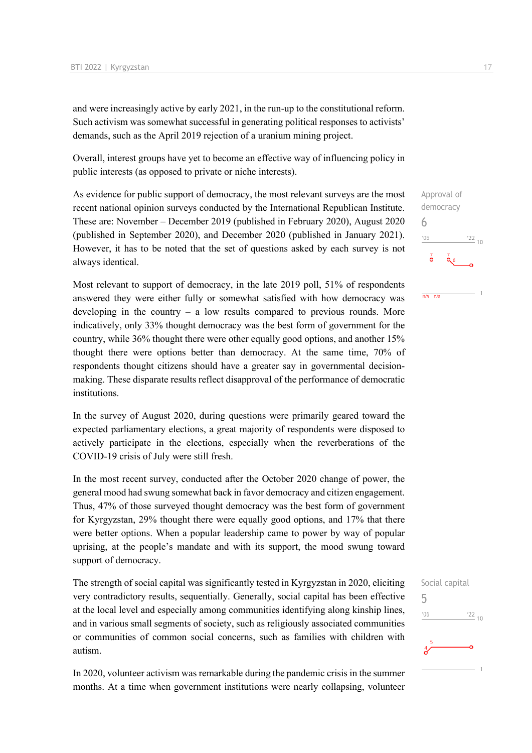and were increasingly active by early 2021, in the run-up to the constitutional reform. Such activism was somewhat successful in generating political responses to activists' demands, such as the April 2019 rejection of a uranium mining project.

Overall, interest groups have yet to become an effective way of influencing policy in public interests (as opposed to private or niche interests).

Approval of democracy
6

As evidence for public support of democracy, the most relevant surveys are the most recent national opinion surveys conducted by the International Republican Institute. These are: November – December 2019 (published in February 2020), August 2020 (published in September 2020), and December 2020 (published in January 2021). However, it has to be noted that the set of questions asked by each survey is not always identical.

Most relevant to support of democracy, in the late 2019 poll, 51% of respondents answered they were either fully or somewhat satisfied with how democracy was developing in the country – a low results compared to previous rounds. More indicatively, only 33% thought democracy was the best form of government for the country, while 36% thought there were other equally good options, and another 15% thought there were options better than democracy. At the same time, 70% of respondents thought citizens should have a greater say in governmental decision-making. These disparate results reflect disapproval of the performance of democratic institutions.

In the survey of August 2020, during questions were primarily geared toward the expected parliamentary elections, a great majority of respondents were disposed to actively participate in the elections, especially when the reverberations of the COVID-19 crisis of July were still fresh.

In the most recent survey, conducted after the October 2020 change of power, the general mood had swung somewhat back in favor democracy and citizen engagement. Thus, 47% of those surveyed thought democracy was the best form of government for Kyrgyzstan, 29% thought there were equally good options, and 17% that there were better options. When a popular leadership came to power by way of popular uprising, at the people's mandate and with its support, the mood swung toward support of democracy.

Social capital
5

The strength of social capital was significantly tested in Kyrgyzstan in 2020, eliciting very contradictory results, sequentially. Generally, social capital has been effective at the local level and especially among communities identifying along kinship lines, and in various small segments of society, such as religiously associated communities or communities of common social concerns, such as families with children with autism.

In 2020, volunteer activism was remarkable during the pandemic crisis in the summer months. At a time when government institutions were nearly collapsing, volunteer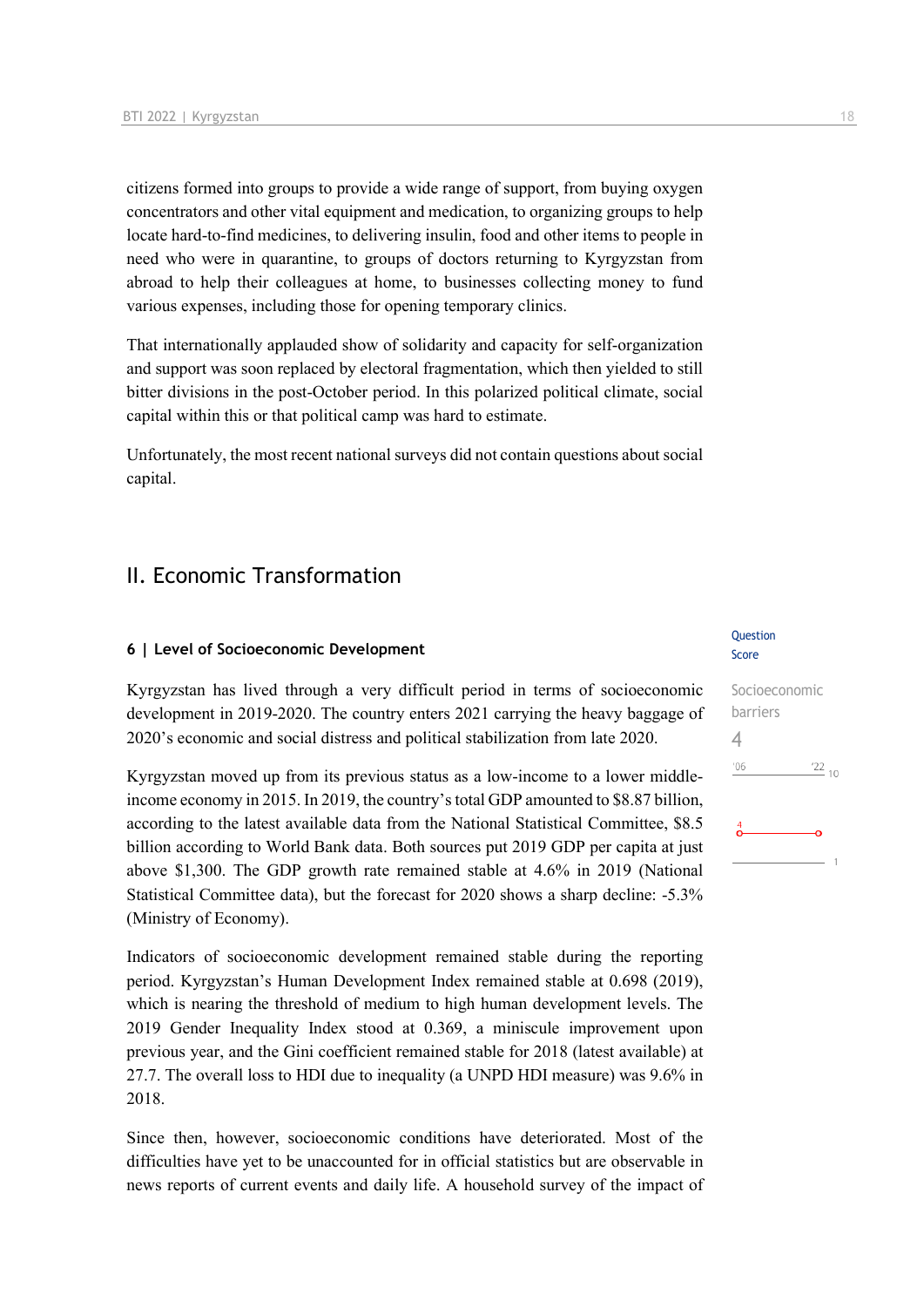citizens formed into groups to provide a wide range of support, from buying oxygen concentrators and other vital equipment and medication, to organizing groups to help locate hard-to-find medicines, to delivering insulin, food and other items to people in need who were in quarantine, to groups of doctors returning to Kyrgyzstan from abroad to help their colleagues at home, to businesses collecting money to fund various expenses, including those for opening temporary clinics.

That internationally applauded show of solidarity and capacity for self-organization and support was soon replaced by electoral fragmentation, which then yielded to still bitter divisions in the post-October period. In this polarized political climate, social capital within this or that political camp was hard to estimate.

Unfortunately, the most recent national surveys did not contain questions about social capital.

## II. Economic Transformation

### 6 | Level of Socioeconomic Development

Question Score

Socioeconomic barriers

4

Kyrgyzstan has lived through a very difficult period in terms of socioeconomic development in 2019-2020. The country enters 2021 carrying the heavy baggage of 2020's economic and social distress and political stabilization from late 2020.

Kyrgyzstan moved up from its previous status as a low-income to a lower middle-income economy in 2015. In 2019, the country's total GDP amounted to $8.87 billion, according to the latest available data from the National Statistical Committee, $8.5 billion according to World Bank data. Both sources put 2019 GDP per capita at just above $1,300. The GDP growth rate remained stable at 4.6% in 2019 (National Statistical Committee data), but the forecast for 2020 shows a sharp decline: -5.3% (Ministry of Economy).

Indicators of socioeconomic development remained stable during the reporting period. Kyrgyzstan's Human Development Index remained stable at 0.698 (2019), which is nearing the threshold of medium to high human development levels. The 2019 Gender Inequality Index stood at 0.369, a miniscule improvement upon previous year, and the Gini coefficient remained stable for 2018 (latest available) at 27.7. The overall loss to HDI due to inequality (a UNPD HDI measure) was 9.6% in 2018.

Since then, however, socioeconomic conditions have deteriorated. Most of the difficulties have yet to be unaccounted for in official statistics but are observable in news reports of current events and daily life. A household survey of the impact of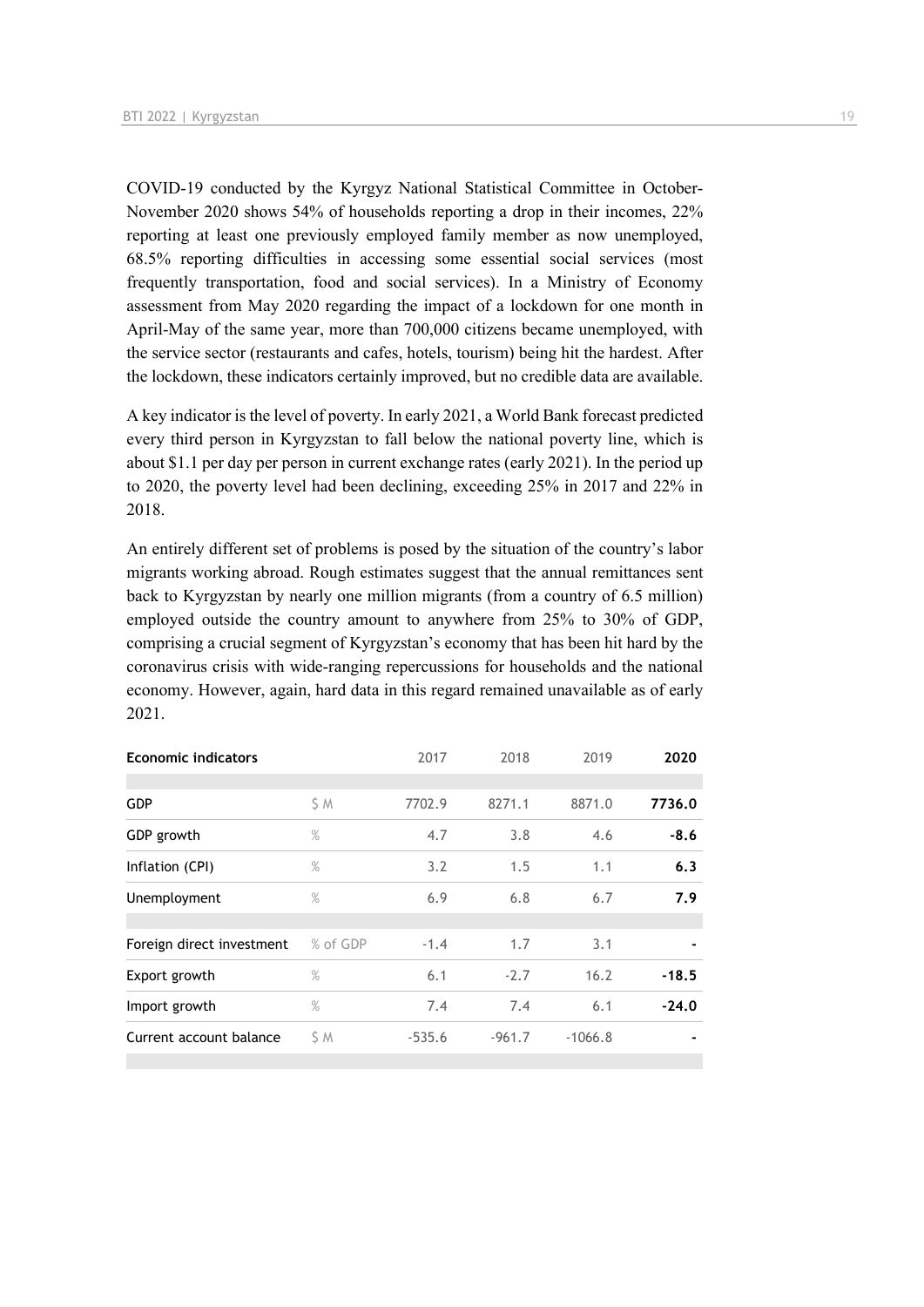COVID-19 conducted by the Kyrgyz National Statistical Committee in October-November 2020 shows 54% of households reporting a drop in their incomes, 22% reporting at least one previously employed family member as now unemployed, 68.5% reporting difficulties in accessing some essential social services (most frequently transportation, food and social services). In a Ministry of Economy assessment from May 2020 regarding the impact of a lockdown for one month in April-May of the same year, more than 700,000 citizens became unemployed, with the service sector (restaurants and cafes, hotels, tourism) being hit the hardest. After the lockdown, these indicators certainly improved, but no credible data are available.

A key indicator is the level of poverty. In early 2021, a World Bank forecast predicted every third person in Kyrgyzstan to fall below the national poverty line, which is about $1.1 per day per person in current exchange rates (early 2021). In the period up to 2020, the poverty level had been declining, exceeding 25% in 2017 and 22% in 2018.

An entirely different set of problems is posed by the situation of the country's labor migrants working abroad. Rough estimates suggest that the annual remittances sent back to Kyrgyzstan by nearly one million migrants (from a country of 6.5 million) employed outside the country amount to anywhere from 25% to 30% of GDP, comprising a crucial segment of Kyrgyzstan's economy that has been hit hard by the coronavirus crisis with wide-ranging repercussions for households and the national economy. However, again, hard data in this regard remained unavailable as of early 2021.

| **Economic indicators** | | 2017 | 2018 | 2019 | **2020** |
|---|---|---|---|---|---|
| GDP | $ M | 7702.9 | 8271.1 | 8871.0 | **7736.0** |
| GDP growth | % | 4.7 | 3.8 | 4.6 | **-8.6** |
| Inflation (CPI) | % | 3.2 | 1.5 | 1.1 | **6.3** |
| Unemployment | % | 6.9 | 6.8 | 6.7 | **7.9** |
| Foreign direct investment | % of GDP | -1.4 | 1.7 | 3.1 | **-** |
| Export growth | % | 6.1 | -2.7 | 16.2 | **-18.5** |
| Import growth | % | 7.4 | 7.4 | 6.1 | **-24.0** |
| Current account balance | $ M | -535.6 | -961.7 | -1066.8 | **-** |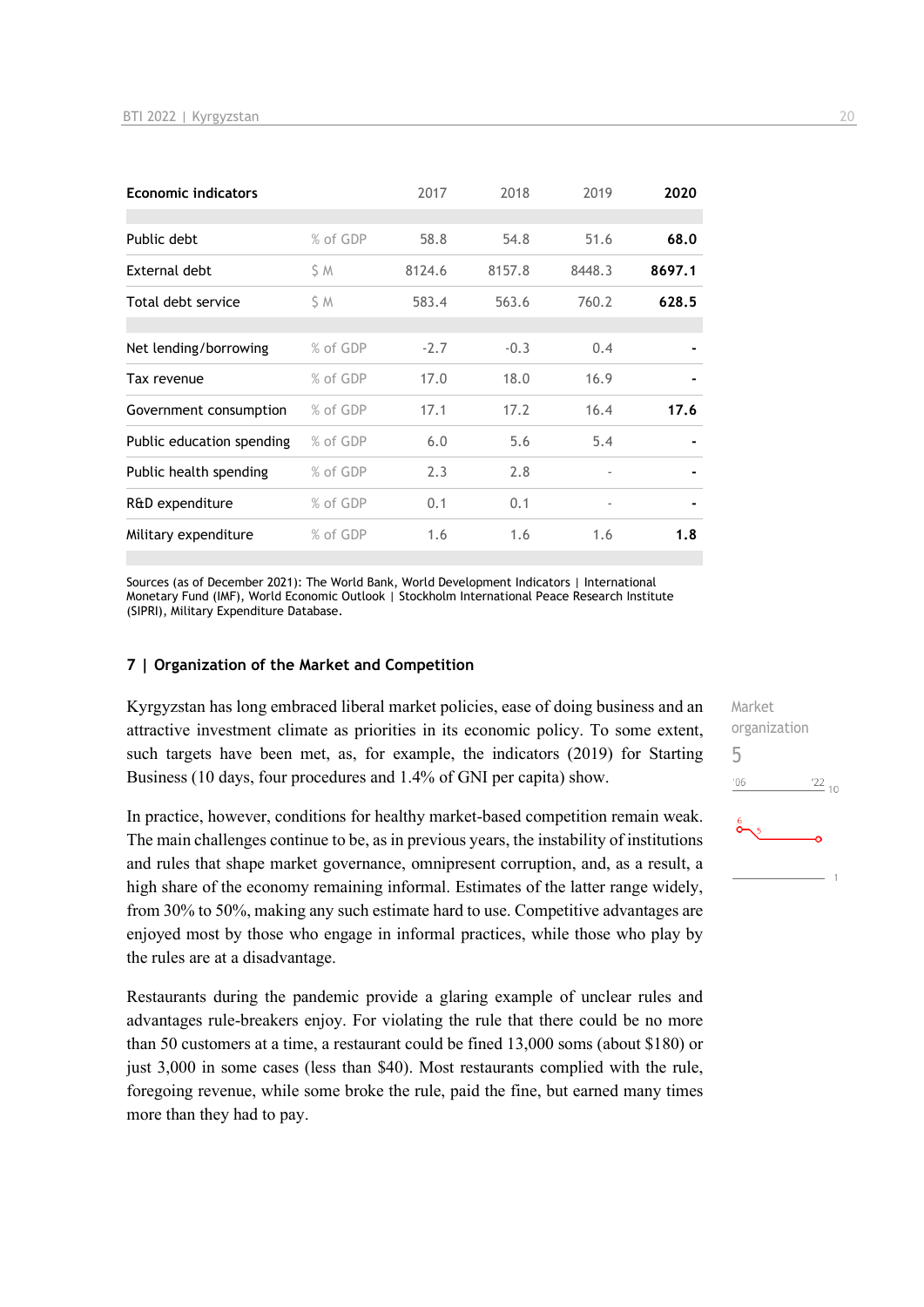| Economic indicators | | 2017 | 2018 | 2019 | 2020 |
|---|---|---|---|---|---|
| Public debt | % of GDP | 58.8 | 54.8 | 51.6 | **68.0** |
| External debt | $ M | 8124.6 | 8157.8 | 8448.3 | **8697.1** |
| Total debt service | $ M | 583.4 | 563.6 | 760.2 | **628.5** |
| Net lending/borrowing | % of GDP | -2.7 | -0.3 | 0.4 | **-** |
| Tax revenue | % of GDP | 17.0 | 18.0 | 16.9 | **-** |
| Government consumption | % of GDP | 17.1 | 17.2 | 16.4 | **17.6** |
| Public education spending | % of GDP | 6.0 | 5.6 | 5.4 | **-** |
| Public health spending | % of GDP | 2.3 | 2.8 | - | **-** |
| R&D expenditure | % of GDP | 0.1 | 0.1 | - | **-** |
| Military expenditure | % of GDP | 1.6 | 1.6 | 1.6 | **1.8** |

Sources (as of December 2021): The World Bank, World Development Indicators | International Monetary Fund (IMF), World Economic Outlook | Stockholm International Peace Research Institute (SIPRI), Military Expenditure Database.

### 7 | Organization of the Market and Competition

Market organization
5

Kyrgyzstan has long embraced liberal market policies, ease of doing business and an attractive investment climate as priorities in its economic policy. To some extent, such targets have been met, as, for example, the indicators (2019) for Starting Business (10 days, four procedures and 1.4% of GNI per capita) show.

In practice, however, conditions for healthy market-based competition remain weak. The main challenges continue to be, as in previous years, the instability of institutions and rules that shape market governance, omnipresent corruption, and, as a result, a high share of the economy remaining informal. Estimates of the latter range widely, from 30% to 50%, making any such estimate hard to use. Competitive advantages are enjoyed most by those who engage in informal practices, while those who play by the rules are at a disadvantage.

Restaurants during the pandemic provide a glaring example of unclear rules and advantages rule-breakers enjoy. For violating the rule that there could be no more than 50 customers at a time, a restaurant could be fined 13,000 soms (about $180) or just 3,000 in some cases (less than $40). Most restaurants complied with the rule, foregoing revenue, while some broke the rule, paid the fine, but earned many times more than they had to pay.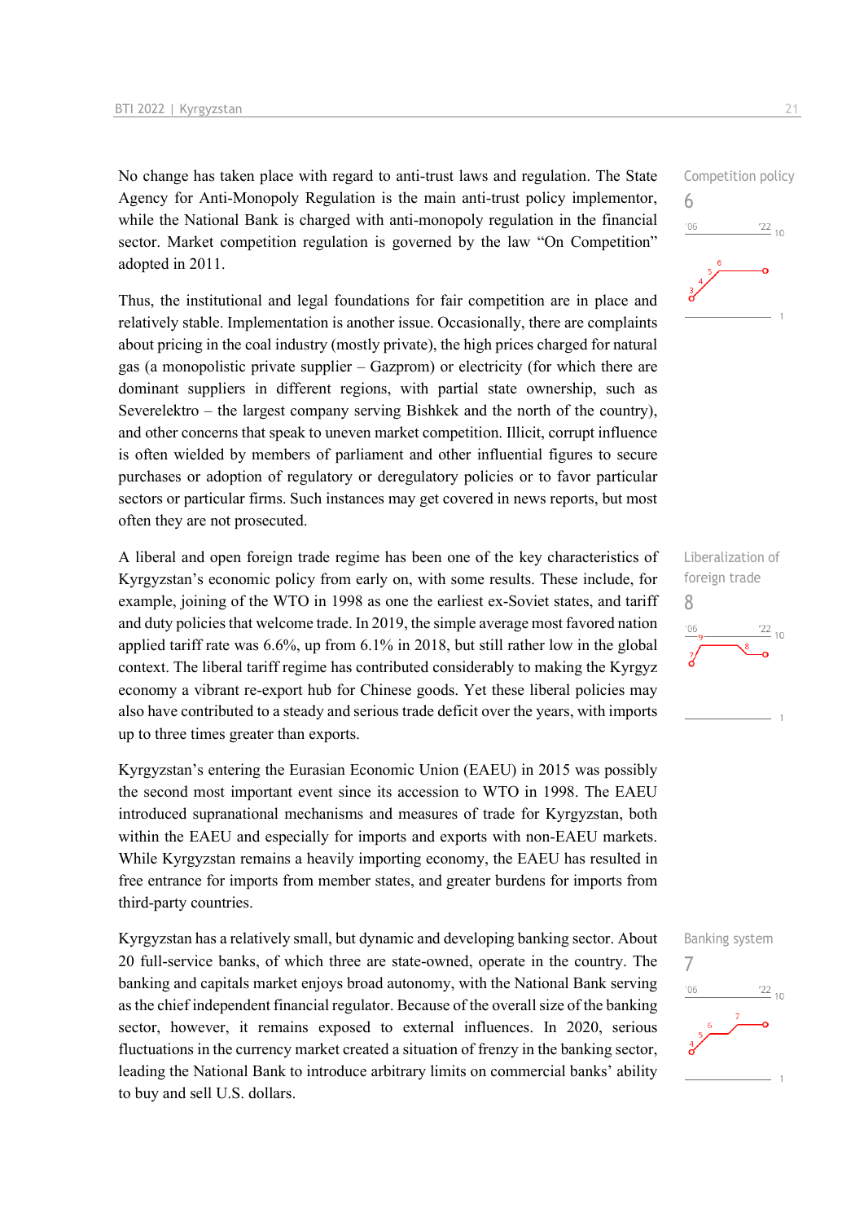No change has taken place with regard to anti-trust laws and regulation. The State Agency for Anti-Monopoly Regulation is the main anti-trust policy implementor, while the National Bank is charged with anti-monopoly regulation in the financial sector. Market competition regulation is governed by the law "On Competition" adopted in 2011.

Competition policy
6

Thus, the institutional and legal foundations for fair competition are in place and relatively stable. Implementation is another issue. Occasionally, there are complaints about pricing in the coal industry (mostly private), the high prices charged for natural gas (a monopolistic private supplier – Gazprom) or electricity (for which there are dominant suppliers in different regions, with partial state ownership, such as Severelektro – the largest company serving Bishkek and the north of the country), and other concerns that speak to uneven market competition. Illicit, corrupt influence is often wielded by members of parliament and other influential figures to secure purchases or adoption of regulatory or deregulatory policies or to favor particular sectors or particular firms. Such instances may get covered in news reports, but most often they are not prosecuted.

A liberal and open foreign trade regime has been one of the key characteristics of Kyrgyzstan's economic policy from early on, with some results. These include, for example, joining of the WTO in 1998 as one the earliest ex-Soviet states, and tariff and duty policies that welcome trade. In 2019, the simple average most favored nation applied tariff rate was 6.6%, up from 6.1% in 2018, but still rather low in the global context. The liberal tariff regime has contributed considerably to making the Kyrgyz economy a vibrant re-export hub for Chinese goods. Yet these liberal policies may also have contributed to a steady and serious trade deficit over the years, with imports up to three times greater than exports.

Liberalization of foreign trade
8

Kyrgyzstan's entering the Eurasian Economic Union (EAEU) in 2015 was possibly the second most important event since its accession to WTO in 1998. The EAEU introduced supranational mechanisms and measures of trade for Kyrgyzstan, both within the EAEU and especially for imports and exports with non-EAEU markets. While Kyrgyzstan remains a heavily importing economy, the EAEU has resulted in free entrance for imports from member states, and greater burdens for imports from third-party countries.

Kyrgyzstan has a relatively small, but dynamic and developing banking sector. About 20 full-service banks, of which three are state-owned, operate in the country. The banking and capitals market enjoys broad autonomy, with the National Bank serving as the chief independent financial regulator. Because of the overall size of the banking sector, however, it remains exposed to external influences. In 2020, serious fluctuations in the currency market created a situation of frenzy in the banking sector, leading the National Bank to introduce arbitrary limits on commercial banks' ability to buy and sell U.S. dollars.

Banking system
7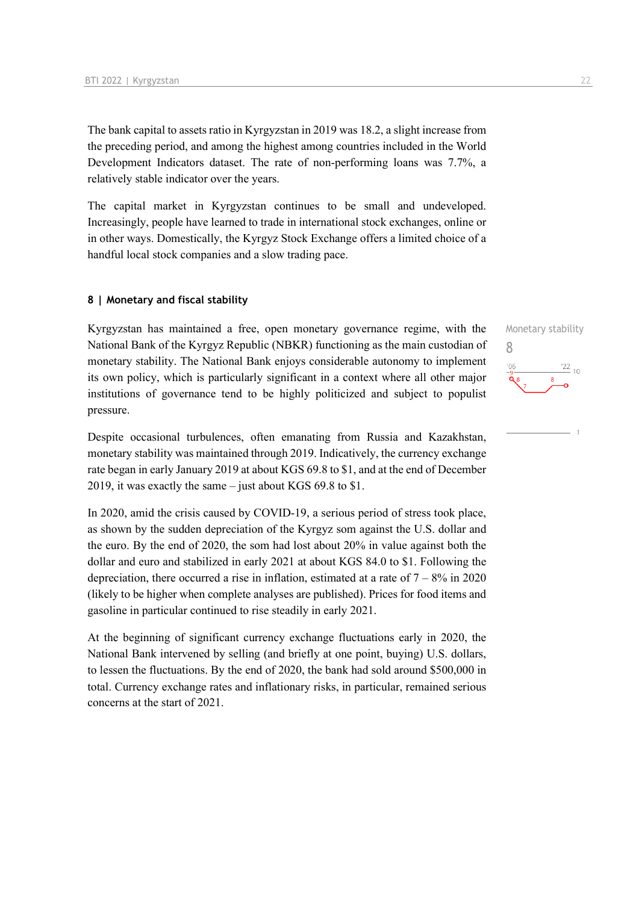The bank capital to assets ratio in Kyrgyzstan in 2019 was 18.2, a slight increase from the preceding period, and among the highest among countries included in the World Development Indicators dataset. The rate of non-performing loans was 7.7%, a relatively stable indicator over the years.

The capital market in Kyrgyzstan continues to be small and undeveloped. Increasingly, people have learned to trade in international stock exchanges, online or in other ways. Domestically, the Kyrgyz Stock Exchange offers a limited choice of a handful local stock companies and a slow trading pace.

## 8 | Monetary and fiscal stability

Monetary stability

8

Kyrgyzstan has maintained a free, open monetary governance regime, with the National Bank of the Kyrgyz Republic (NBKR) functioning as the main custodian of monetary stability. The National Bank enjoys considerable autonomy to implement its own policy, which is particularly significant in a context where all other major institutions of governance tend to be highly politicized and subject to populist pressure.

Despite occasional turbulences, often emanating from Russia and Kazakhstan, monetary stability was maintained through 2019. Indicatively, the currency exchange rate began in early January 2019 at about KGS 69.8 to $1, and at the end of December 2019, it was exactly the same – just about KGS 69.8 to $1.

In 2020, amid the crisis caused by COVID-19, a serious period of stress took place, as shown by the sudden depreciation of the Kyrgyz som against the U.S. dollar and the euro. By the end of 2020, the som had lost about 20% in value against both the dollar and euro and stabilized in early 2021 at about KGS 84.0 to $1. Following the depreciation, there occurred a rise in inflation, estimated at a rate of 7 – 8% in 2020 (likely to be higher when complete analyses are published). Prices for food items and gasoline in particular continued to rise steadily in early 2021.

At the beginning of significant currency exchange fluctuations early in 2020, the National Bank intervened by selling (and briefly at one point, buying) U.S. dollars, to lessen the fluctuations. By the end of 2020, the bank had sold around $500,000 in total. Currency exchange rates and inflationary risks, in particular, remained serious concerns at the start of 2021.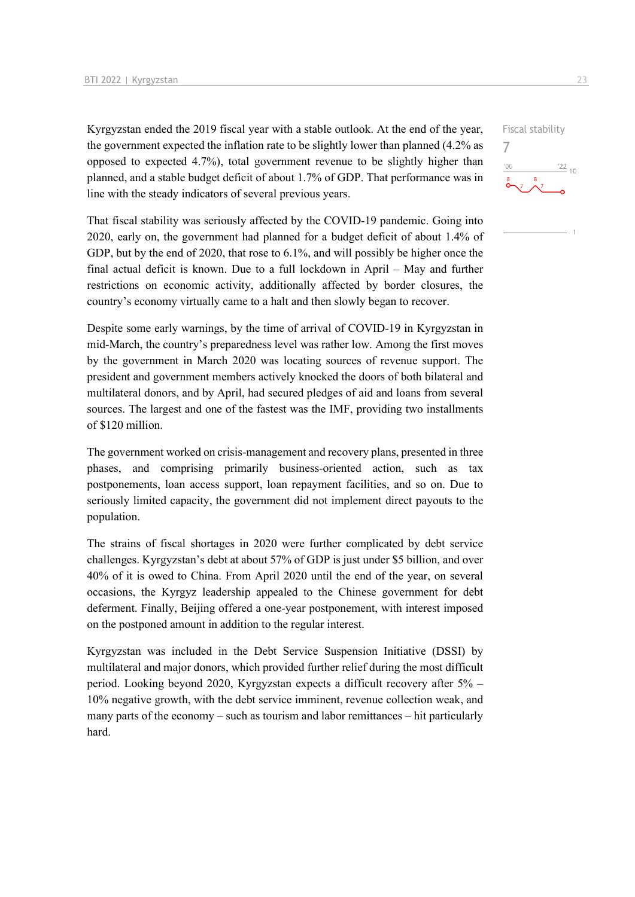Kyrgyzstan ended the 2019 fiscal year with a stable outlook. At the end of the year, the government expected the inflation rate to be slightly lower than planned (4.2% as opposed to expected 4.7%), total government revenue to be slightly higher than planned, and a stable budget deficit of about 1.7% of GDP. That performance was in line with the steady indicators of several previous years.

Fiscal stability

7

That fiscal stability was seriously affected by the COVID-19 pandemic. Going into 2020, early on, the government had planned for a budget deficit of about 1.4% of GDP, but by the end of 2020, that rose to 6.1%, and will possibly be higher once the final actual deficit is known. Due to a full lockdown in April – May and further restrictions on economic activity, additionally affected by border closures, the country's economy virtually came to a halt and then slowly began to recover.

Despite some early warnings, by the time of arrival of COVID-19 in Kyrgyzstan in mid-March, the country's preparedness level was rather low. Among the first moves by the government in March 2020 was locating sources of revenue support. The president and government members actively knocked the doors of both bilateral and multilateral donors, and by April, had secured pledges of aid and loans from several sources. The largest and one of the fastest was the IMF, providing two installments of $120 million.

The government worked on crisis-management and recovery plans, presented in three phases, and comprising primarily business-oriented action, such as tax postponements, loan access support, loan repayment facilities, and so on. Due to seriously limited capacity, the government did not implement direct payouts to the population.

The strains of fiscal shortages in 2020 were further complicated by debt service challenges. Kyrgyzstan's debt at about 57% of GDP is just under $5 billion, and over 40% of it is owed to China. From April 2020 until the end of the year, on several occasions, the Kyrgyz leadership appealed to the Chinese government for debt deferment. Finally, Beijing offered a one-year postponement, with interest imposed on the postponed amount in addition to the regular interest.

Kyrgyzstan was included in the Debt Service Suspension Initiative (DSSI) by multilateral and major donors, which provided further relief during the most difficult period. Looking beyond 2020, Kyrgyzstan expects a difficult recovery after 5% – 10% negative growth, with the debt service imminent, revenue collection weak, and many parts of the economy – such as tourism and labor remittances – hit particularly hard.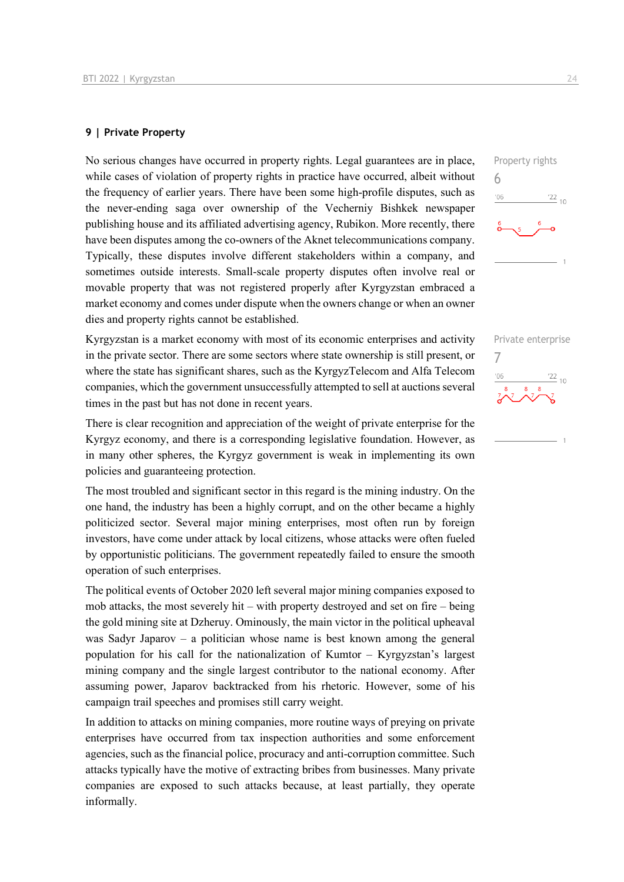## 9 | Private Property

Property rights
6

No serious changes have occurred in property rights. Legal guarantees are in place, while cases of violation of property rights in practice have occurred, albeit without the frequency of earlier years. There have been some high-profile disputes, such as the never-ending saga over ownership of the Vecherniy Bishkek newspaper publishing house and its affiliated advertising agency, Rubikon. More recently, there have been disputes among the co-owners of the Aknet telecommunications company. Typically, these disputes involve different stakeholders within a company, and sometimes outside interests. Small-scale property disputes often involve real or movable property that was not registered properly after Kyrgyzstan embraced a market economy and comes under dispute when the owners change or when an owner dies and property rights cannot be established.

Private enterprise
7

Kyrgyzstan is a market economy with most of its economic enterprises and activity in the private sector. There are some sectors where state ownership is still present, or where the state has significant shares, such as the KyrgyzTelecom and Alfa Telecom companies, which the government unsuccessfully attempted to sell at auctions several times in the past but has not done in recent years.

There is clear recognition and appreciation of the weight of private enterprise for the Kyrgyz economy, and there is a corresponding legislative foundation. However, as in many other spheres, the Kyrgyz government is weak in implementing its own policies and guaranteeing protection.

The most troubled and significant sector in this regard is the mining industry. On the one hand, the industry has been a highly corrupt, and on the other became a highly politicized sector. Several major mining enterprises, most often run by foreign investors, have come under attack by local citizens, whose attacks were often fueled by opportunistic politicians. The government repeatedly failed to ensure the smooth operation of such enterprises.

The political events of October 2020 left several major mining companies exposed to mob attacks, the most severely hit – with property destroyed and set on fire – being the gold mining site at Dzheruy. Ominously, the main victor in the political upheaval was Sadyr Japarov – a politician whose name is best known among the general population for his call for the nationalization of Kumtor – Kyrgyzstan's largest mining company and the single largest contributor to the national economy. After assuming power, Japarov backtracked from his rhetoric. However, some of his campaign trail speeches and promises still carry weight.

In addition to attacks on mining companies, more routine ways of preying on private enterprises have occurred from tax inspection authorities and some enforcement agencies, such as the financial police, procuracy and anti-corruption committee. Such attacks typically have the motive of extracting bribes from businesses. Many private companies are exposed to such attacks because, at least partially, they operate informally.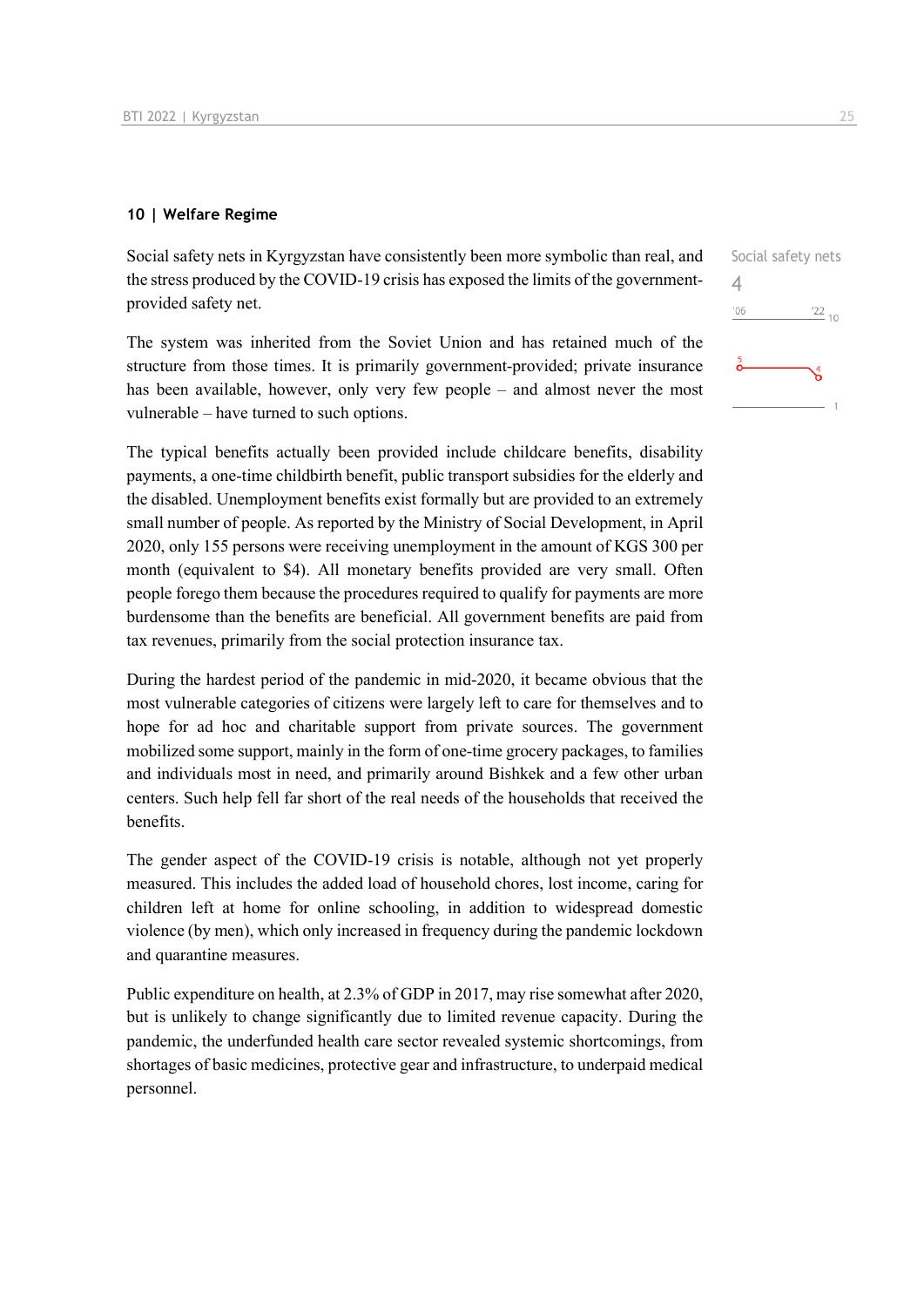## 10 | Welfare Regime

Social safety nets in Kyrgyzstan have consistently been more symbolic than real, and the stress produced by the COVID-19 crisis has exposed the limits of the government-provided safety net.

Social safety nets
4

'06 '22 10

The system was inherited from the Soviet Union and has retained much of the structure from those times. It is primarily government-provided; private insurance has been available, however, only very few people – and almost never the most vulnerable – have turned to such options.

The typical benefits actually been provided include childcare benefits, disability payments, a one-time childbirth benefit, public transport subsidies for the elderly and the disabled. Unemployment benefits exist formally but are provided to an extremely small number of people. As reported by the Ministry of Social Development, in April 2020, only 155 persons were receiving unemployment in the amount of KGS 300 per month (equivalent to $4). All monetary benefits provided are very small. Often people forego them because the procedures required to qualify for payments are more burdensome than the benefits are beneficial. All government benefits are paid from tax revenues, primarily from the social protection insurance tax.

During the hardest period of the pandemic in mid-2020, it became obvious that the most vulnerable categories of citizens were largely left to care for themselves and to hope for ad hoc and charitable support from private sources. The government mobilized some support, mainly in the form of one-time grocery packages, to families and individuals most in need, and primarily around Bishkek and a few other urban centers. Such help fell far short of the real needs of the households that received the benefits.

The gender aspect of the COVID-19 crisis is notable, although not yet properly measured. This includes the added load of household chores, lost income, caring for children left at home for online schooling, in addition to widespread domestic violence (by men), which only increased in frequency during the pandemic lockdown and quarantine measures.

Public expenditure on health, at 2.3% of GDP in 2017, may rise somewhat after 2020, but is unlikely to change significantly due to limited revenue capacity. During the pandemic, the underfunded health care sector revealed systemic shortcomings, from shortages of basic medicines, protective gear and infrastructure, to underpaid medical personnel.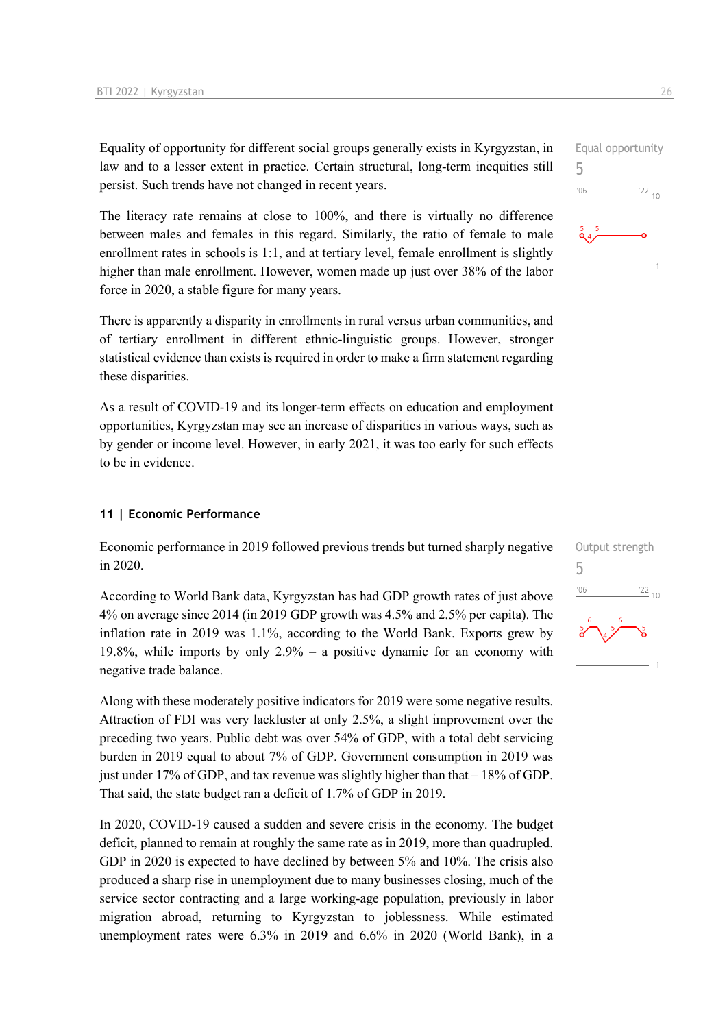Equality of opportunity for different social groups generally exists in Kyrgyzstan, in law and to a lesser extent in practice. Certain structural, long-term inequities still persist. Such trends have not changed in recent years.

Equal opportunity
5

The literacy rate remains at close to 100%, and there is virtually no difference between males and females in this regard. Similarly, the ratio of female to male enrollment rates in schools is 1:1, and at tertiary level, female enrollment is slightly higher than male enrollment. However, women made up just over 38% of the labor force in 2020, a stable figure for many years.

There is apparently a disparity in enrollments in rural versus urban communities, and of tertiary enrollment in different ethnic-linguistic groups. However, stronger statistical evidence than exists is required in order to make a firm statement regarding these disparities.

As a result of COVID-19 and its longer-term effects on education and employment opportunities, Kyrgyzstan may see an increase of disparities in various ways, such as by gender or income level. However, in early 2021, it was too early for such effects to be in evidence.

### 11 | Economic Performance

Economic performance in 2019 followed previous trends but turned sharply negative in 2020.

Output strength
5

According to World Bank data, Kyrgyzstan has had GDP growth rates of just above 4% on average since 2014 (in 2019 GDP growth was 4.5% and 2.5% per capita). The inflation rate in 2019 was 1.1%, according to the World Bank. Exports grew by 19.8%, while imports by only 2.9% – a positive dynamic for an economy with negative trade balance.

Along with these moderately positive indicators for 2019 were some negative results. Attraction of FDI was very lackluster at only 2.5%, a slight improvement over the preceding two years. Public debt was over 54% of GDP, with a total debt servicing burden in 2019 equal to about 7% of GDP. Government consumption in 2019 was just under 17% of GDP, and tax revenue was slightly higher than that – 18% of GDP. That said, the state budget ran a deficit of 1.7% of GDP in 2019.

In 2020, COVID-19 caused a sudden and severe crisis in the economy. The budget deficit, planned to remain at roughly the same rate as in 2019, more than quadrupled. GDP in 2020 is expected to have declined by between 5% and 10%. The crisis also produced a sharp rise in unemployment due to many businesses closing, much of the service sector contracting and a large working-age population, previously in labor migration abroad, returning to Kyrgyzstan to joblessness. While estimated unemployment rates were 6.3% in 2019 and 6.6% in 2020 (World Bank), in a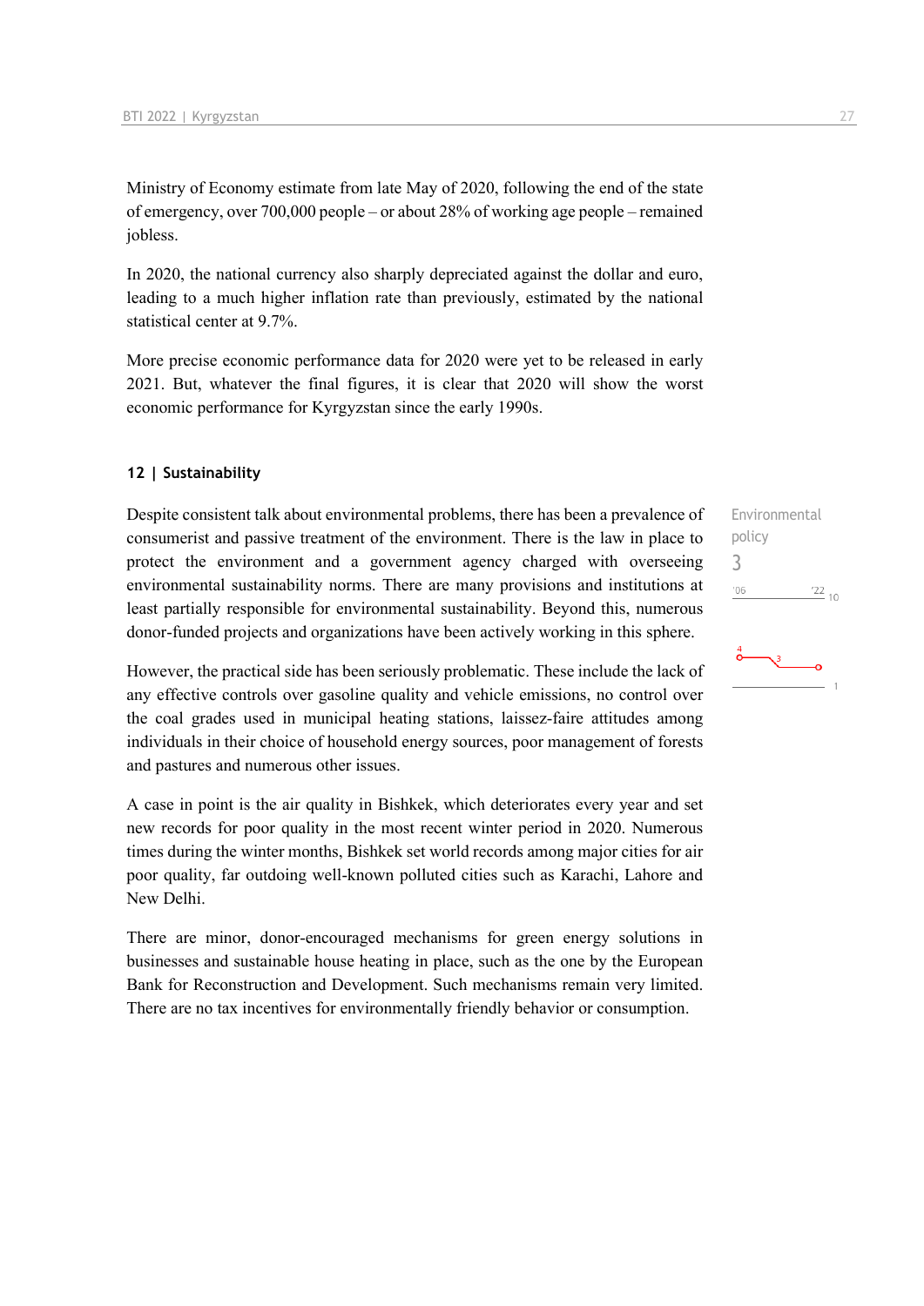Ministry of Economy estimate from late May of 2020, following the end of the state of emergency, over 700,000 people – or about 28% of working age people – remained jobless.

In 2020, the national currency also sharply depreciated against the dollar and euro, leading to a much higher inflation rate than previously, estimated by the national statistical center at 9.7%.

More precise economic performance data for 2020 were yet to be released in early 2021. But, whatever the final figures, it is clear that 2020 will show the worst economic performance for Kyrgyzstan since the early 1990s.

## 12 | Sustainability

Environmental policy
3

Despite consistent talk about environmental problems, there has been a prevalence of consumerist and passive treatment of the environment. There is the law in place to protect the environment and a government agency charged with overseeing environmental sustainability norms. There are many provisions and institutions at least partially responsible for environmental sustainability. Beyond this, numerous donor-funded projects and organizations have been actively working in this sphere.

However, the practical side has been seriously problematic. These include the lack of any effective controls over gasoline quality and vehicle emissions, no control over the coal grades used in municipal heating stations, laissez-faire attitudes among individuals in their choice of household energy sources, poor management of forests and pastures and numerous other issues.

A case in point is the air quality in Bishkek, which deteriorates every year and set new records for poor quality in the most recent winter period in 2020. Numerous times during the winter months, Bishkek set world records among major cities for air poor quality, far outdoing well-known polluted cities such as Karachi, Lahore and New Delhi.

There are minor, donor-encouraged mechanisms for green energy solutions in businesses and sustainable house heating in place, such as the one by the European Bank for Reconstruction and Development. Such mechanisms remain very limited. There are no tax incentives for environmentally friendly behavior or consumption.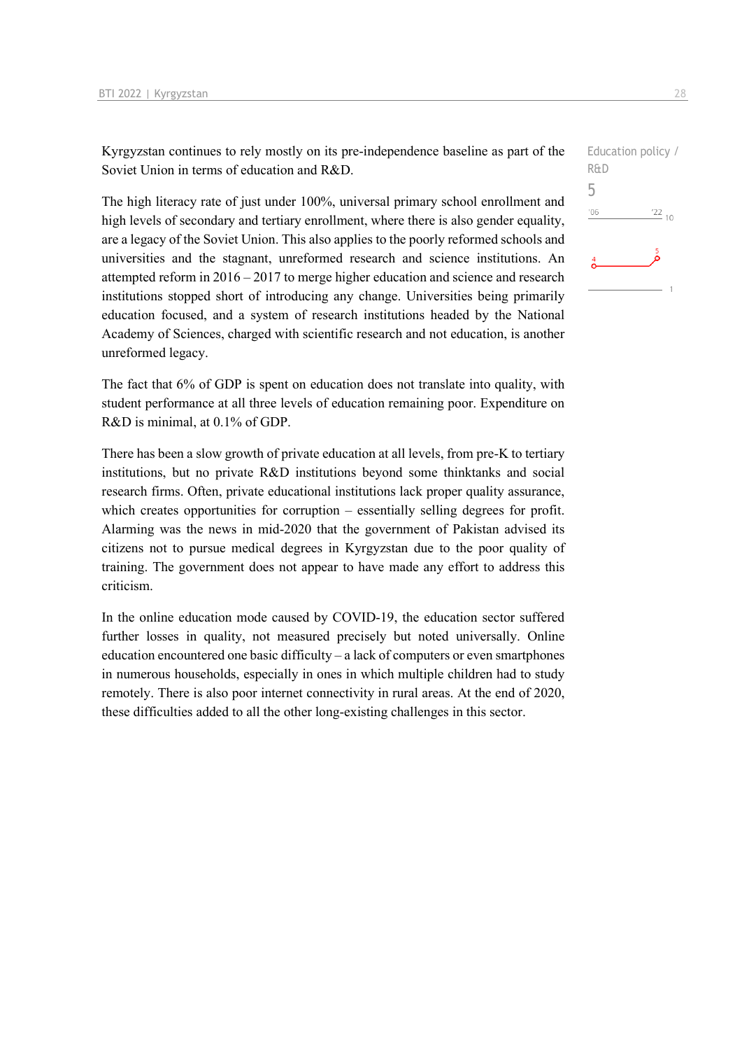Kyrgyzstan continues to rely mostly on its pre-independence baseline as part of the Soviet Union in terms of education and R&D.

Education policy / R&D

5

The high literacy rate of just under 100%, universal primary school enrollment and high levels of secondary and tertiary enrollment, where there is also gender equality, are a legacy of the Soviet Union. This also applies to the poorly reformed schools and universities and the stagnant, unreformed research and science institutions. An attempted reform in 2016 – 2017 to merge higher education and science and research institutions stopped short of introducing any change. Universities being primarily education focused, and a system of research institutions headed by the National Academy of Sciences, charged with scientific research and not education, is another unreformed legacy.

The fact that 6% of GDP is spent on education does not translate into quality, with student performance at all three levels of education remaining poor. Expenditure on R&D is minimal, at 0.1% of GDP.

There has been a slow growth of private education at all levels, from pre-K to tertiary institutions, but no private R&D institutions beyond some thinktanks and social research firms. Often, private educational institutions lack proper quality assurance, which creates opportunities for corruption – essentially selling degrees for profit. Alarming was the news in mid-2020 that the government of Pakistan advised its citizens not to pursue medical degrees in Kyrgyzstan due to the poor quality of training. The government does not appear to have made any effort to address this criticism.

In the online education mode caused by COVID-19, the education sector suffered further losses in quality, not measured precisely but noted universally. Online education encountered one basic difficulty – a lack of computers or even smartphones in numerous households, especially in ones in which multiple children had to study remotely. There is also poor internet connectivity in rural areas. At the end of 2020, these difficulties added to all the other long-existing challenges in this sector.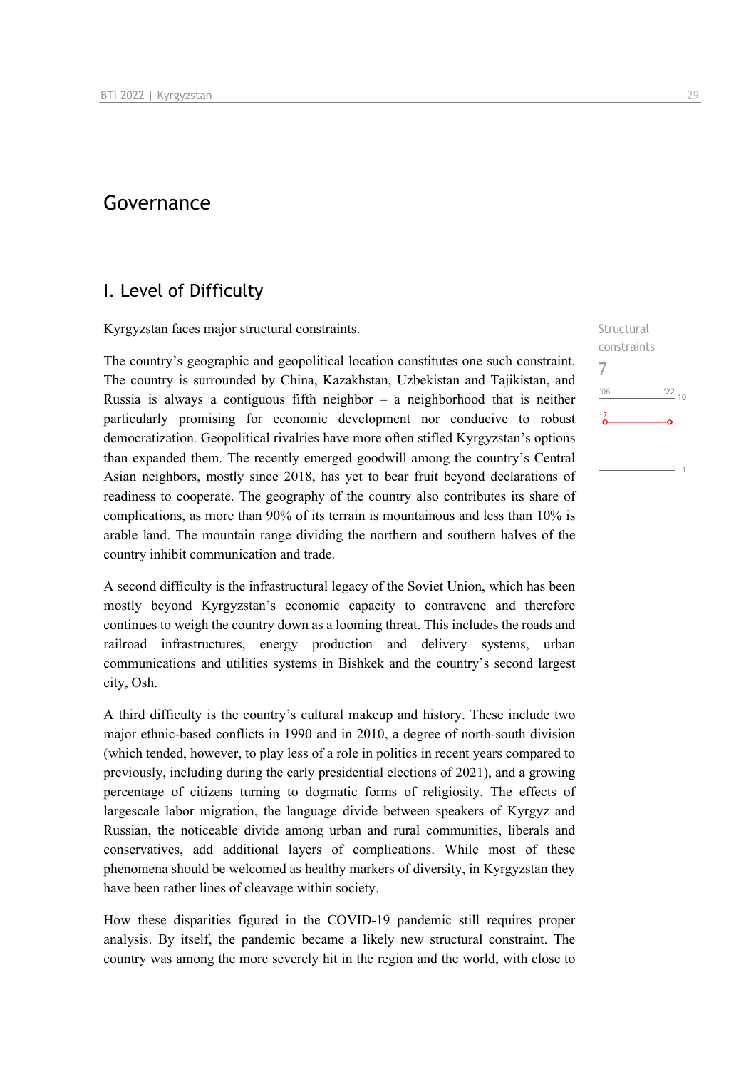# Governance

## I. Level of Difficulty

Kyrgyzstan faces major structural constraints.

Structural constraints

7

'06 '22 10

7

1

The country's geographic and geopolitical location constitutes one such constraint. The country is surrounded by China, Kazakhstan, Uzbekistan and Tajikistan, and Russia is always a contiguous fifth neighbor – a neighborhood that is neither particularly promising for economic development nor conducive to robust democratization. Geopolitical rivalries have more often stifled Kyrgyzstan's options than expanded them. The recently emerged goodwill among the country's Central Asian neighbors, mostly since 2018, has yet to bear fruit beyond declarations of readiness to cooperate. The geography of the country also contributes its share of complications, as more than 90% of its terrain is mountainous and less than 10% is arable land. The mountain range dividing the northern and southern halves of the country inhibit communication and trade.

A second difficulty is the infrastructural legacy of the Soviet Union, which has been mostly beyond Kyrgyzstan's economic capacity to contravene and therefore continues to weigh the country down as a looming threat. This includes the roads and railroad infrastructures, energy production and delivery systems, urban communications and utilities systems in Bishkek and the country's second largest city, Osh.

A third difficulty is the country's cultural makeup and history. These include two major ethnic-based conflicts in 1990 and in 2010, a degree of north-south division (which tended, however, to play less of a role in politics in recent years compared to previously, including during the early presidential elections of 2021), and a growing percentage of citizens turning to dogmatic forms of religiosity. The effects of largescale labor migration, the language divide between speakers of Kyrgyz and Russian, the noticeable divide among urban and rural communities, liberals and conservatives, add additional layers of complications. While most of these phenomena should be welcomed as healthy markers of diversity, in Kyrgyzstan they have been rather lines of cleavage within society.

How these disparities figured in the COVID-19 pandemic still requires proper analysis. By itself, the pandemic became a likely new structural constraint. The country was among the more severely hit in the region and the world, with close to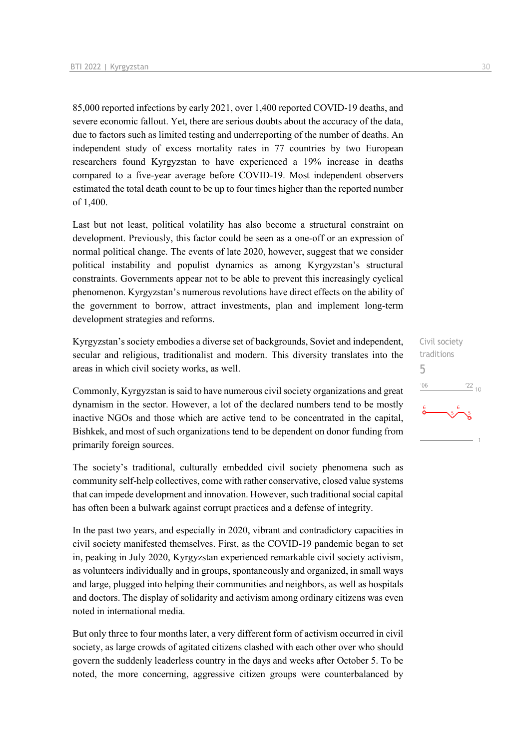85,000 reported infections by early 2021, over 1,400 reported COVID-19 deaths, and severe economic fallout. Yet, there are serious doubts about the accuracy of the data, due to factors such as limited testing and underreporting of the number of deaths. An independent study of excess mortality rates in 77 countries by two European researchers found Kyrgyzstan to have experienced a 19% increase in deaths compared to a five-year average before COVID-19. Most independent observers estimated the total death count to be up to four times higher than the reported number of 1,400.

Last but not least, political volatility has also become a structural constraint on development. Previously, this factor could be seen as a one-off or an expression of normal political change. The events of late 2020, however, suggest that we consider political instability and populist dynamics as among Kyrgyzstan's structural constraints. Governments appear not to be able to prevent this increasingly cyclical phenomenon. Kyrgyzstan's numerous revolutions have direct effects on the ability of the government to borrow, attract investments, plan and implement long-term development strategies and reforms.

Civil society traditions
5

Kyrgyzstan's society embodies a diverse set of backgrounds, Soviet and independent, secular and religious, traditionalist and modern. This diversity translates into the areas in which civil society works, as well.

Commonly, Kyrgyzstan is said to have numerous civil society organizations and great dynamism in the sector. However, a lot of the declared numbers tend to be mostly inactive NGOs and those which are active tend to be concentrated in the capital, Bishkek, and most of such organizations tend to be dependent on donor funding from primarily foreign sources.

The society's traditional, culturally embedded civil society phenomena such as community self-help collectives, come with rather conservative, closed value systems that can impede development and innovation. However, such traditional social capital has often been a bulwark against corrupt practices and a defense of integrity.

In the past two years, and especially in 2020, vibrant and contradictory capacities in civil society manifested themselves. First, as the COVID-19 pandemic began to set in, peaking in July 2020, Kyrgyzstan experienced remarkable civil society activism, as volunteers individually and in groups, spontaneously and organized, in small ways and large, plugged into helping their communities and neighbors, as well as hospitals and doctors. The display of solidarity and activism among ordinary citizens was even noted in international media.

But only three to four months later, a very different form of activism occurred in civil society, as large crowds of agitated citizens clashed with each other over who should govern the suddenly leaderless country in the days and weeks after October 5. To be noted, the more concerning, aggressive citizen groups were counterbalanced by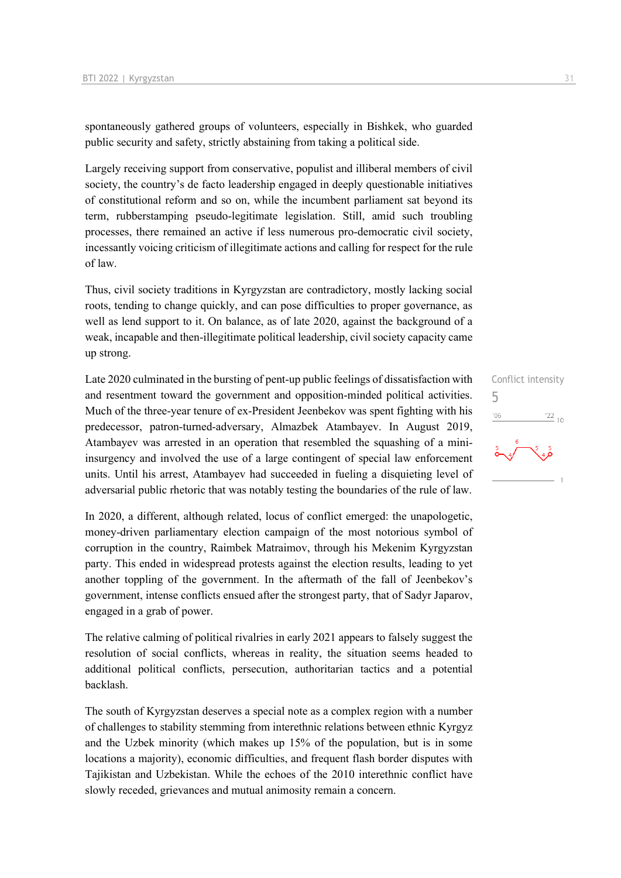spontaneously gathered groups of volunteers, especially in Bishkek, who guarded public security and safety, strictly abstaining from taking a political side.

Largely receiving support from conservative, populist and illiberal members of civil society, the country's de facto leadership engaged in deeply questionable initiatives of constitutional reform and so on, while the incumbent parliament sat beyond its term, rubberstamping pseudo-legitimate legislation. Still, amid such troubling processes, there remained an active if less numerous pro-democratic civil society, incessantly voicing criticism of illegitimate actions and calling for respect for the rule of law.

Thus, civil society traditions in Kyrgyzstan are contradictory, mostly lacking social roots, tending to change quickly, and can pose difficulties to proper governance, as well as lend support to it. On balance, as of late 2020, against the background of a weak, incapable and then-illegitimate political leadership, civil society capacity came up strong.

Conflict intensity

5

Late 2020 culminated in the bursting of pent-up public feelings of dissatisfaction with and resentment toward the government and opposition-minded political activities. Much of the three-year tenure of ex-President Jeenbekov was spent fighting with his predecessor, patron-turned-adversary, Almazbek Atambayev. In August 2019, Atambayev was arrested in an operation that resembled the squashing of a mini-insurgency and involved the use of a large contingent of special law enforcement units. Until his arrest, Atambayev had succeeded in fueling a disquieting level of adversarial public rhetoric that was notably testing the boundaries of the rule of law.

In 2020, a different, although related, locus of conflict emerged: the unapologetic, money-driven parliamentary election campaign of the most notorious symbol of corruption in the country, Raimbek Matraimov, through his Mekenim Kyrgyzstan party. This ended in widespread protests against the election results, leading to yet another toppling of the government. In the aftermath of the fall of Jeenbekov's government, intense conflicts ensued after the strongest party, that of Sadyr Japarov, engaged in a grab of power.

The relative calming of political rivalries in early 2021 appears to falsely suggest the resolution of social conflicts, whereas in reality, the situation seems headed to additional political conflicts, persecution, authoritarian tactics and a potential backlash.

The south of Kyrgyzstan deserves a special note as a complex region with a number of challenges to stability stemming from interethnic relations between ethnic Kyrgyz and the Uzbek minority (which makes up 15% of the population, but is in some locations a majority), economic difficulties, and frequent flash border disputes with Tajikistan and Uzbekistan. While the echoes of the 2010 interethnic conflict have slowly receded, grievances and mutual animosity remain a concern.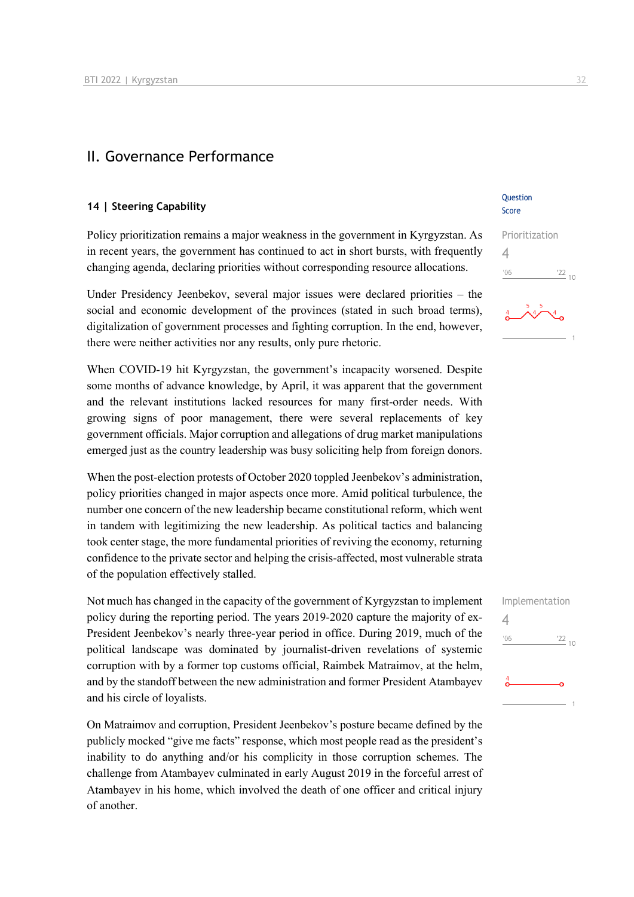## II. Governance Performance

### 14 | Steering Capability

Question Score

Prioritization
4

Policy prioritization remains a major weakness in the government in Kyrgyzstan. As in recent years, the government has continued to act in short bursts, with frequently changing agenda, declaring priorities without corresponding resource allocations.

Under Presidency Jeenbekov, several major issues were declared priorities – the social and economic development of the provinces (stated in such broad terms), digitalization of government processes and fighting corruption. In the end, however, there were neither activities nor any results, only pure rhetoric.

When COVID-19 hit Kyrgyzstan, the government's incapacity worsened. Despite some months of advance knowledge, by April, it was apparent that the government and the relevant institutions lacked resources for many first-order needs. With growing signs of poor management, there were several replacements of key government officials. Major corruption and allegations of drug market manipulations emerged just as the country leadership was busy soliciting help from foreign donors.

When the post-election protests of October 2020 toppled Jeenbekov's administration, policy priorities changed in major aspects once more. Amid political turbulence, the number one concern of the new leadership became constitutional reform, which went in tandem with legitimizing the new leadership. As political tactics and balancing took center stage, the more fundamental priorities of reviving the economy, returning confidence to the private sector and helping the crisis-affected, most vulnerable strata of the population effectively stalled.

Implementation
4

Not much has changed in the capacity of the government of Kyrgyzstan to implement policy during the reporting period. The years 2019-2020 capture the majority of ex-President Jeenbekov's nearly three-year period in office. During 2019, much of the political landscape was dominated by journalist-driven revelations of systemic corruption with by a former top customs official, Raimbek Matraimov, at the helm, and by the standoff between the new administration and former President Atambayev and his circle of loyalists.

On Matraimov and corruption, President Jeenbekov's posture became defined by the publicly mocked "give me facts" response, which most people read as the president's inability to do anything and/or his complicity in those corruption schemes. The challenge from Atambayev culminated in early August 2019 in the forceful arrest of Atambayev in his home, which involved the death of one officer and critical injury of another.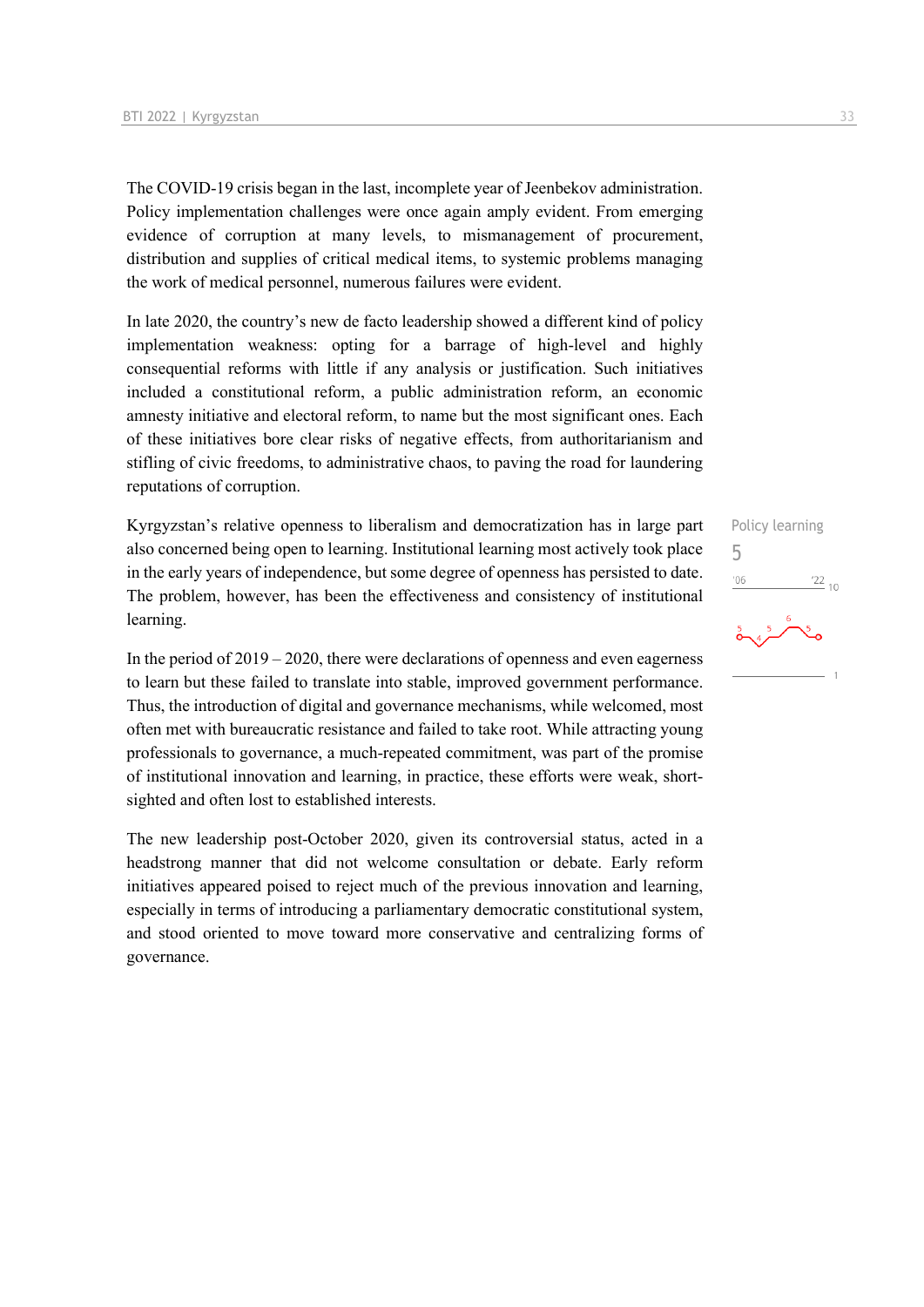The COVID-19 crisis began in the last, incomplete year of Jeenbekov administration. Policy implementation challenges were once again amply evident. From emerging evidence of corruption at many levels, to mismanagement of procurement, distribution and supplies of critical medical items, to systemic problems managing the work of medical personnel, numerous failures were evident.

In late 2020, the country's new de facto leadership showed a different kind of policy implementation weakness: opting for a barrage of high-level and highly consequential reforms with little if any analysis or justification. Such initiatives included a constitutional reform, a public administration reform, an economic amnesty initiative and electoral reform, to name but the most significant ones. Each of these initiatives bore clear risks of negative effects, from authoritarianism and stifling of civic freedoms, to administrative chaos, to paving the road for laundering reputations of corruption.

Policy learning
5

Kyrgyzstan's relative openness to liberalism and democratization has in large part also concerned being open to learning. Institutional learning most actively took place in the early years of independence, but some degree of openness has persisted to date. The problem, however, has been the effectiveness and consistency of institutional learning.

In the period of 2019 – 2020, there were declarations of openness and even eagerness to learn but these failed to translate into stable, improved government performance. Thus, the introduction of digital and governance mechanisms, while welcomed, most often met with bureaucratic resistance and failed to take root. While attracting young professionals to governance, a much-repeated commitment, was part of the promise of institutional innovation and learning, in practice, these efforts were weak, short-sighted and often lost to established interests.

The new leadership post-October 2020, given its controversial status, acted in a headstrong manner that did not welcome consultation or debate. Early reform initiatives appeared poised to reject much of the previous innovation and learning, especially in terms of introducing a parliamentary democratic constitutional system, and stood oriented to move toward more conservative and centralizing forms of governance.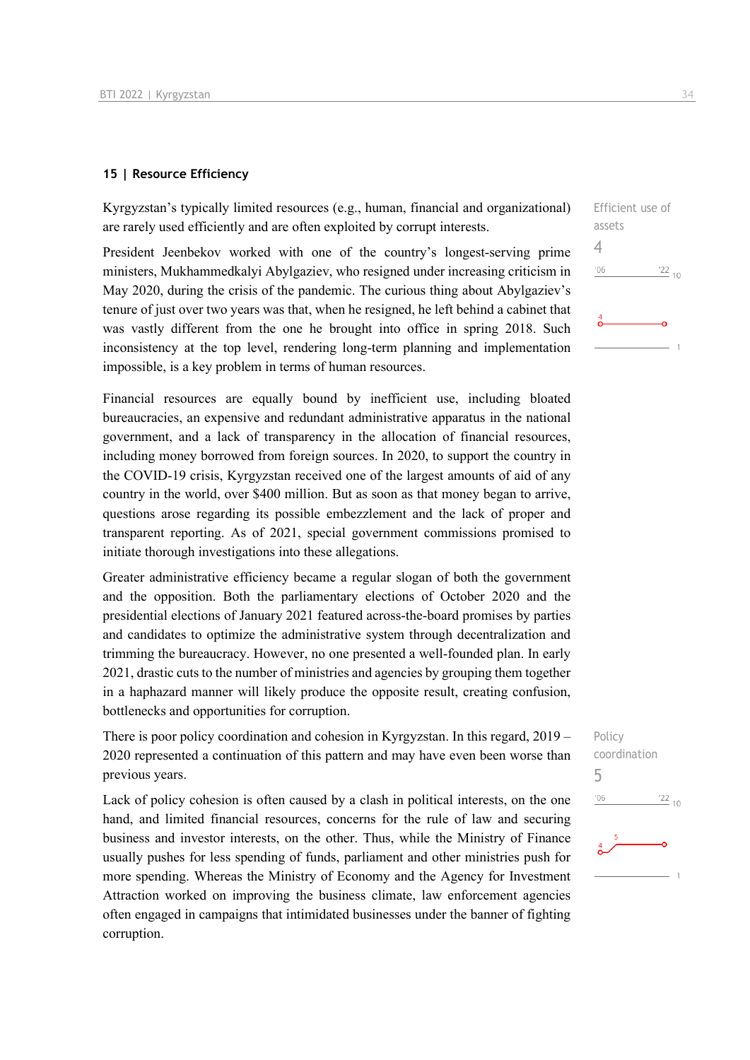## 15 | Resource Efficiency

Efficient use of assets

4

Kyrgyzstan's typically limited resources (e.g., human, financial and organizational) are rarely used efficiently and are often exploited by corrupt interests.

President Jeenbekov worked with one of the country's longest-serving prime ministers, Mukhammedkalyi Abylgaziev, who resigned under increasing criticism in May 2020, during the crisis of the pandemic. The curious thing about Abylgaziev's tenure of just over two years was that, when he resigned, he left behind a cabinet that was vastly different from the one he brought into office in spring 2018. Such inconsistency at the top level, rendering long-term planning and implementation impossible, is a key problem in terms of human resources.

Financial resources are equally bound by inefficient use, including bloated bureaucracies, an expensive and redundant administrative apparatus in the national government, and a lack of transparency in the allocation of financial resources, including money borrowed from foreign sources. In 2020, to support the country in the COVID-19 crisis, Kyrgyzstan received one of the largest amounts of aid of any country in the world, over $400 million. But as soon as that money began to arrive, questions arose regarding its possible embezzlement and the lack of proper and transparent reporting. As of 2021, special government commissions promised to initiate thorough investigations into these allegations.

Greater administrative efficiency became a regular slogan of both the government and the opposition. Both the parliamentary elections of October 2020 and the presidential elections of January 2021 featured across-the-board promises by parties and candidates to optimize the administrative system through decentralization and trimming the bureaucracy. However, no one presented a well-founded plan. In early 2021, drastic cuts to the number of ministries and agencies by grouping them together in a haphazard manner will likely produce the opposite result, creating confusion, bottlenecks and opportunities for corruption.

Policy coordination

5

There is poor policy coordination and cohesion in Kyrgyzstan. In this regard, 2019 – 2020 represented a continuation of this pattern and may have even been worse than previous years.

Lack of policy cohesion is often caused by a clash in political interests, on the one hand, and limited financial resources, concerns for the rule of law and securing business and investor interests, on the other. Thus, while the Ministry of Finance usually pushes for less spending of funds, parliament and other ministries push for more spending. Whereas the Ministry of Economy and the Agency for Investment Attraction worked on improving the business climate, law enforcement agencies often engaged in campaigns that intimidated businesses under the banner of fighting corruption.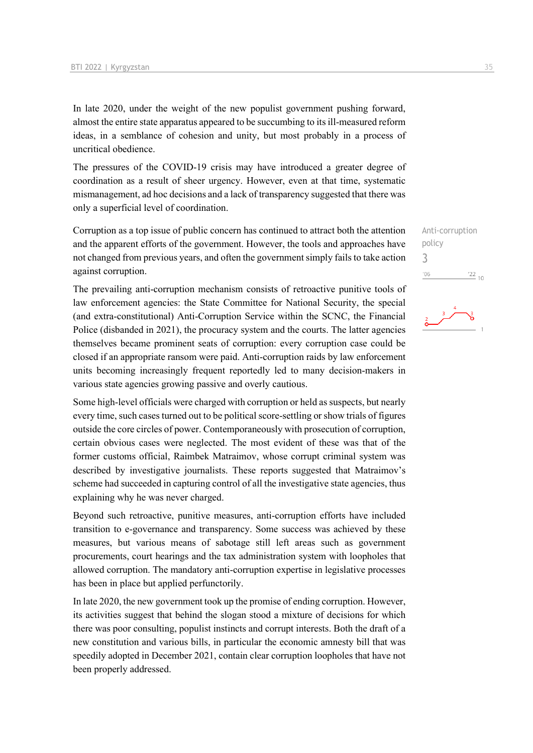In late 2020, under the weight of the new populist government pushing forward, almost the entire state apparatus appeared to be succumbing to its ill-measured reform ideas, in a semblance of cohesion and unity, but most probably in a process of uncritical obedience.

The pressures of the COVID-19 crisis may have introduced a greater degree of coordination as a result of sheer urgency. However, even at that time, systematic mismanagement, ad hoc decisions and a lack of transparency suggested that there was only a superficial level of coordination.

Anti-corruption policy
3

Corruption as a top issue of public concern has continued to attract both the attention and the apparent efforts of the government. However, the tools and approaches have not changed from previous years, and often the government simply fails to take action against corruption.

The prevailing anti-corruption mechanism consists of retroactive punitive tools of law enforcement agencies: the State Committee for National Security, the special (and extra-constitutional) Anti-Corruption Service within the SCNC, the Financial Police (disbanded in 2021), the procuracy system and the courts. The latter agencies themselves became prominent seats of corruption: every corruption case could be closed if an appropriate ransom were paid. Anti-corruption raids by law enforcement units becoming increasingly frequent reportedly led to many decision-makers in various state agencies growing passive and overly cautious.

Some high-level officials were charged with corruption or held as suspects, but nearly every time, such cases turned out to be political score-settling or show trials of figures outside the core circles of power. Contemporaneously with prosecution of corruption, certain obvious cases were neglected. The most evident of these was that of the former customs official, Raimbek Matraimov, whose corrupt criminal system was described by investigative journalists. These reports suggested that Matraimov's scheme had succeeded in capturing control of all the investigative state agencies, thus explaining why he was never charged.

Beyond such retroactive, punitive measures, anti-corruption efforts have included transition to e-governance and transparency. Some success was achieved by these measures, but various means of sabotage still left areas such as government procurements, court hearings and the tax administration system with loopholes that allowed corruption. The mandatory anti-corruption expertise in legislative processes has been in place but applied perfunctorily.

In late 2020, the new government took up the promise of ending corruption. However, its activities suggest that behind the slogan stood a mixture of decisions for which there was poor consulting, populist instincts and corrupt interests. Both the draft of a new constitution and various bills, in particular the economic amnesty bill that was speedily adopted in December 2021, contain clear corruption loopholes that have not been properly addressed.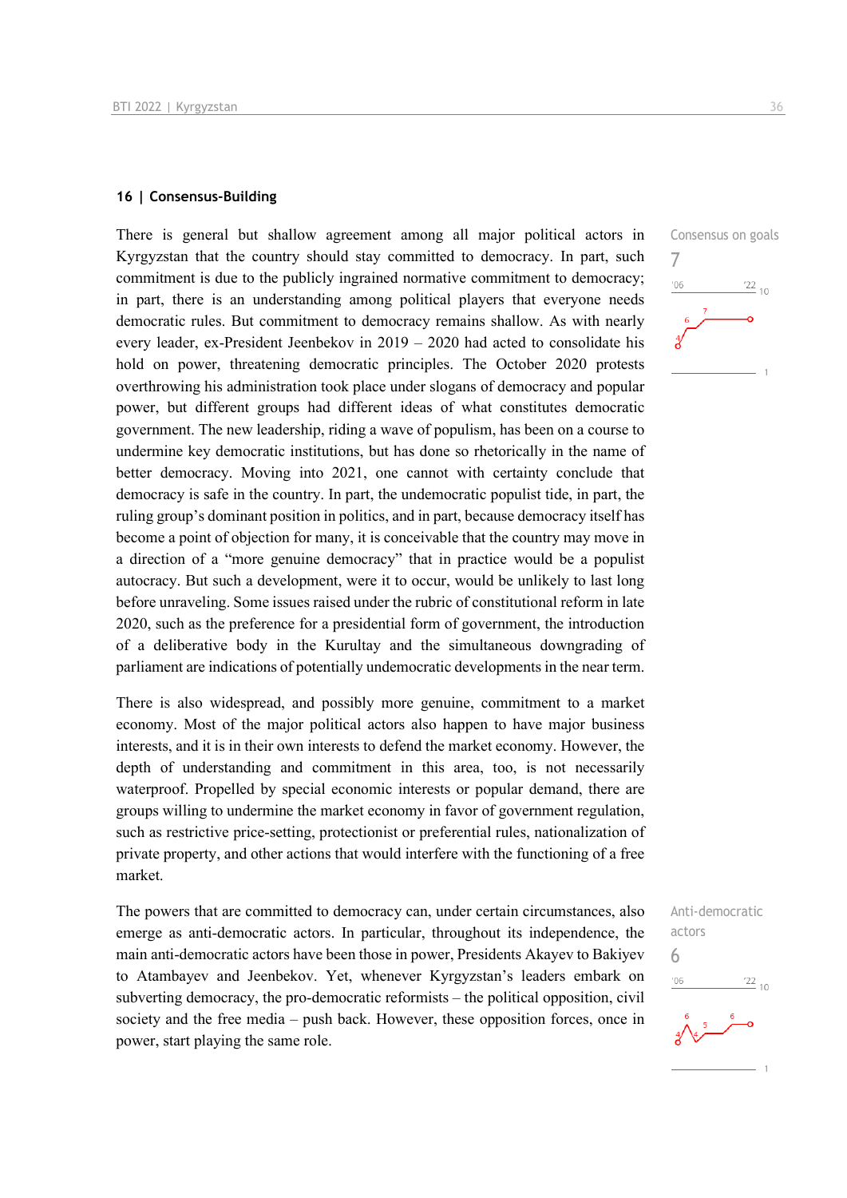## 16 | Consensus-Building

Consensus on goals

7

There is general but shallow agreement among all major political actors in Kyrgyzstan that the country should stay committed to democracy. In part, such commitment is due to the publicly ingrained normative commitment to democracy; in part, there is an understanding among political players that everyone needs democratic rules. But commitment to democracy remains shallow. As with nearly every leader, ex-President Jeenbekov in 2019 – 2020 had acted to consolidate his hold on power, threatening democratic principles. The October 2020 protests overthrowing his administration took place under slogans of democracy and popular power, but different groups had different ideas of what constitutes democratic government. The new leadership, riding a wave of populism, has been on a course to undermine key democratic institutions, but has done so rhetorically in the name of better democracy. Moving into 2021, one cannot with certainty conclude that democracy is safe in the country. In part, the undemocratic populist tide, in part, the ruling group's dominant position in politics, and in part, because democracy itself has become a point of objection for many, it is conceivable that the country may move in a direction of a "more genuine democracy" that in practice would be a populist autocracy. But such a development, were it to occur, would be unlikely to last long before unraveling. Some issues raised under the rubric of constitutional reform in late 2020, such as the preference for a presidential form of government, the introduction of a deliberative body in the Kurultay and the simultaneous downgrading of parliament are indications of potentially undemocratic developments in the near term.

There is also widespread, and possibly more genuine, commitment to a market economy. Most of the major political actors also happen to have major business interests, and it is in their own interests to defend the market economy. However, the depth of understanding and commitment in this area, too, is not necessarily waterproof. Propelled by special economic interests or popular demand, there are groups willing to undermine the market economy in favor of government regulation, such as restrictive price-setting, protectionist or preferential rules, nationalization of private property, and other actions that would interfere with the functioning of a free market.

Anti-democratic actors

6

The powers that are committed to democracy can, under certain circumstances, also emerge as anti-democratic actors. In particular, throughout its independence, the main anti-democratic actors have been those in power, Presidents Akayev to Bakiyev to Atambayev and Jeenbekov. Yet, whenever Kyrgyzstan's leaders embark on subverting democracy, the pro-democratic reformists – the political opposition, civil society and the free media – push back. However, these opposition forces, once in power, start playing the same role.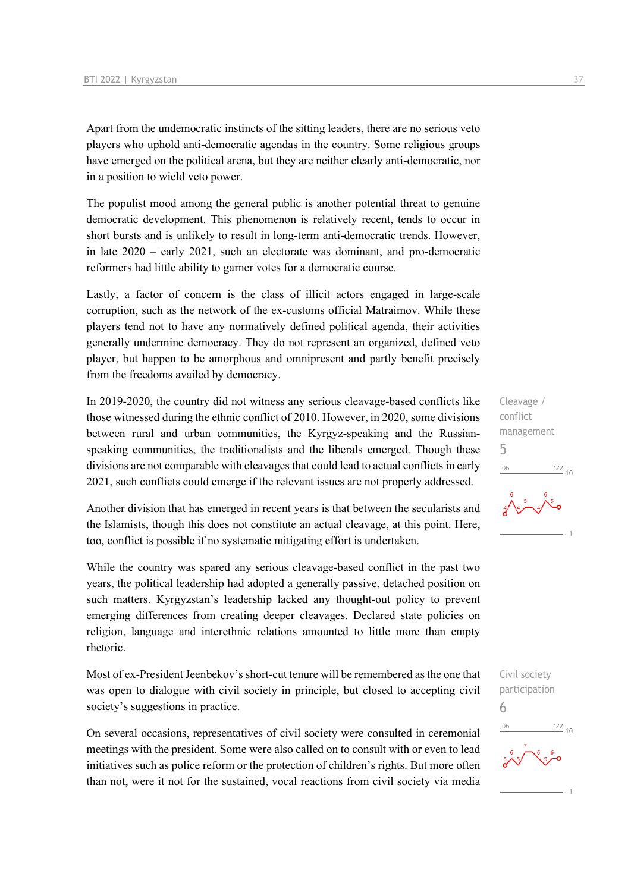Apart from the undemocratic instincts of the sitting leaders, there are no serious veto players who uphold anti-democratic agendas in the country. Some religious groups have emerged on the political arena, but they are neither clearly anti-democratic, nor in a position to wield veto power.

The populist mood among the general public is another potential threat to genuine democratic development. This phenomenon is relatively recent, tends to occur in short bursts and is unlikely to result in long-term anti-democratic trends. However, in late 2020 – early 2021, such an electorate was dominant, and pro-democratic reformers had little ability to garner votes for a democratic course.

Lastly, a factor of concern is the class of illicit actors engaged in large-scale corruption, such as the network of the ex-customs official Matraimov. While these players tend not to have any normatively defined political agenda, their activities generally undermine democracy. They do not represent an organized, defined veto player, but happen to be amorphous and omnipresent and partly benefit precisely from the freedoms availed by democracy.

Cleavage / conflict management

5

In 2019-2020, the country did not witness any serious cleavage-based conflicts like those witnessed during the ethnic conflict of 2010. However, in 2020, some divisions between rural and urban communities, the Kyrgyz-speaking and the Russian-speaking communities, the traditionalists and the liberals emerged. Though these divisions are not comparable with cleavages that could lead to actual conflicts in early 2021, such conflicts could emerge if the relevant issues are not properly addressed.

Another division that has emerged in recent years is that between the secularists and the Islamists, though this does not constitute an actual cleavage, at this point. Here, too, conflict is possible if no systematic mitigating effort is undertaken.

While the country was spared any serious cleavage-based conflict in the past two years, the political leadership had adopted a generally passive, detached position on such matters. Kyrgyzstan's leadership lacked any thought-out policy to prevent emerging differences from creating deeper cleavages. Declared state policies on religion, language and interethnic relations amounted to little more than empty rhetoric.

Civil society participation

6

Most of ex-President Jeenbekov's short-cut tenure will be remembered as the one that was open to dialogue with civil society in principle, but closed to accepting civil society's suggestions in practice.

On several occasions, representatives of civil society were consulted in ceremonial meetings with the president. Some were also called on to consult with or even to lead initiatives such as police reform or the protection of children's rights. But more often than not, were it not for the sustained, vocal reactions from civil society via media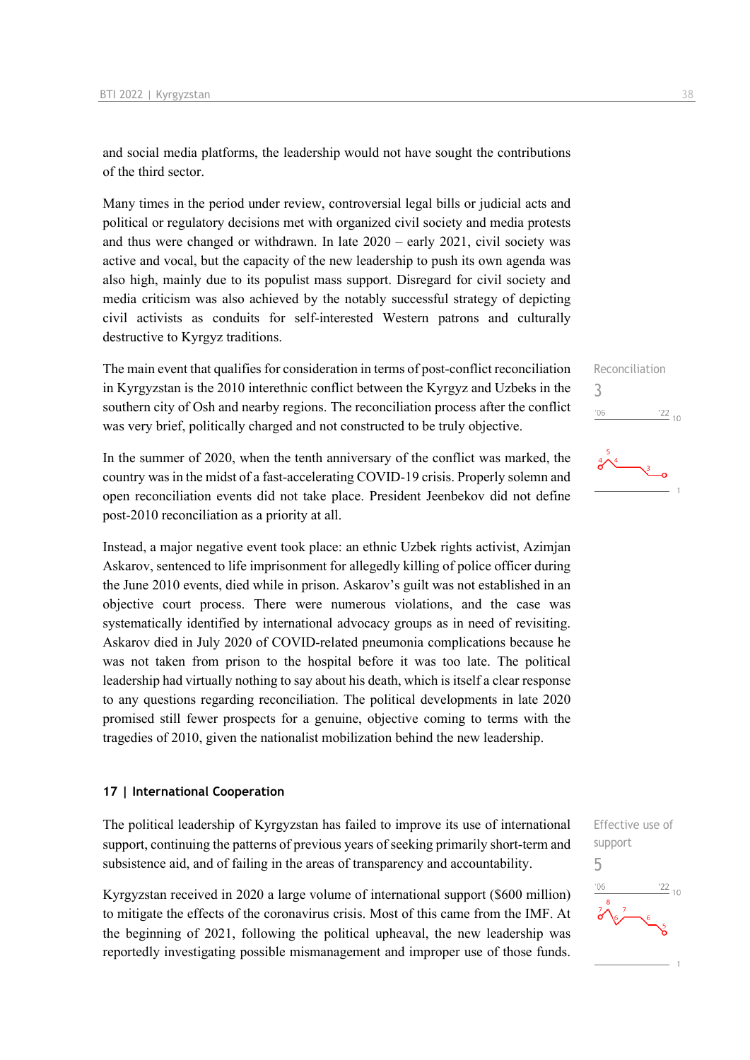and social media platforms, the leadership would not have sought the contributions of the third sector.

Many times in the period under review, controversial legal bills or judicial acts and political or regulatory decisions met with organized civil society and media protests and thus were changed or withdrawn. In late 2020 – early 2021, civil society was active and vocal, but the capacity of the new leadership to push its own agenda was also high, mainly due to its populist mass support. Disregard for civil society and media criticism was also achieved by the notably successful strategy of depicting civil activists as conduits for self-interested Western patrons and culturally destructive to Kyrgyz traditions.

Reconciliation
3

The main event that qualifies for consideration in terms of post-conflict reconciliation in Kyrgyzstan is the 2010 interethnic conflict between the Kyrgyz and Uzbeks in the southern city of Osh and nearby regions. The reconciliation process after the conflict was very brief, politically charged and not constructed to be truly objective.

In the summer of 2020, when the tenth anniversary of the conflict was marked, the country was in the midst of a fast-accelerating COVID-19 crisis. Properly solemn and open reconciliation events did not take place. President Jeenbekov did not define post-2010 reconciliation as a priority at all.

Instead, a major negative event took place: an ethnic Uzbek rights activist, Azimjan Askarov, sentenced to life imprisonment for allegedly killing of police officer during the June 2010 events, died while in prison. Askarov's guilt was not established in an objective court process. There were numerous violations, and the case was systematically identified by international advocacy groups as in need of revisiting. Askarov died in July 2020 of COVID-related pneumonia complications because he was not taken from prison to the hospital before it was too late. The political leadership had virtually nothing to say about his death, which is itself a clear response to any questions regarding reconciliation. The political developments in late 2020 promised still fewer prospects for a genuine, objective coming to terms with the tragedies of 2010, given the nationalist mobilization behind the new leadership.

### 17 | International Cooperation

Effective use of support
5

The political leadership of Kyrgyzstan has failed to improve its use of international support, continuing the patterns of previous years of seeking primarily short-term and subsistence aid, and of failing in the areas of transparency and accountability.

Kyrgyzstan received in 2020 a large volume of international support ($600 million) to mitigate the effects of the coronavirus crisis. Most of this came from the IMF. At the beginning of 2021, following the political upheaval, the new leadership was reportedly investigating possible mismanagement and improper use of those funds.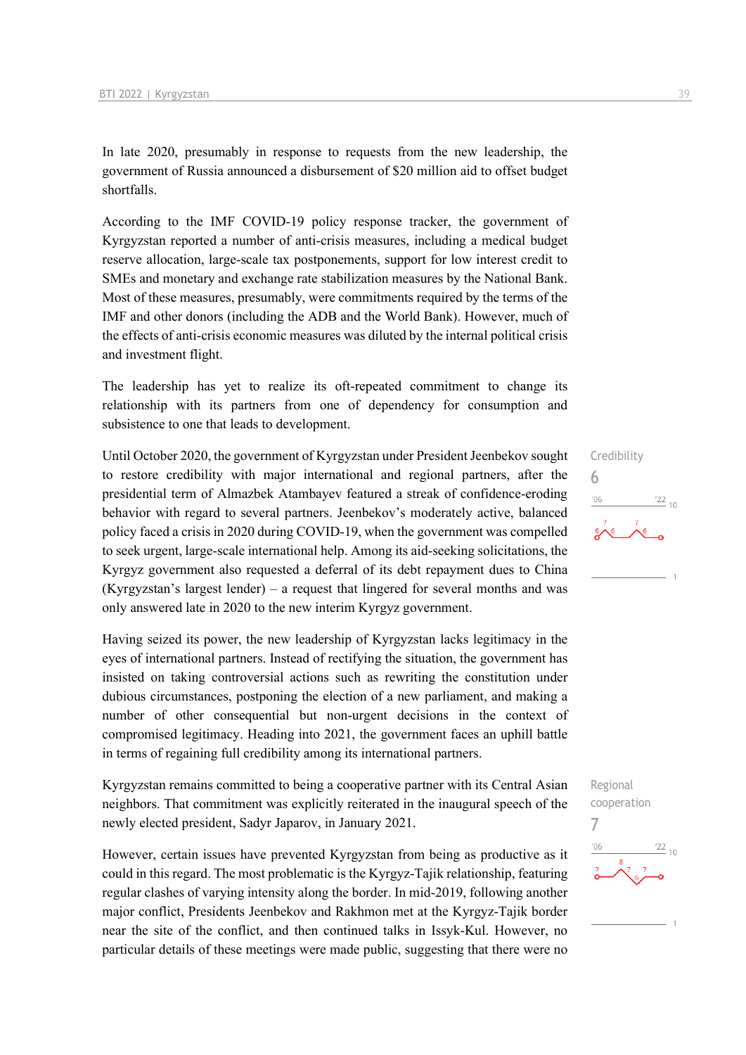In late 2020, presumably in response to requests from the new leadership, the government of Russia announced a disbursement of $20 million aid to offset budget shortfalls.

According to the IMF COVID-19 policy response tracker, the government of Kyrgyzstan reported a number of anti-crisis measures, including a medical budget reserve allocation, large-scale tax postponements, support for low interest credit to SMEs and monetary and exchange rate stabilization measures by the National Bank. Most of these measures, presumably, were commitments required by the terms of the IMF and other donors (including the ADB and the World Bank). However, much of the effects of anti-crisis economic measures was diluted by the internal political crisis and investment flight.

The leadership has yet to realize its oft-repeated commitment to change its relationship with its partners from one of dependency for consumption and subsistence to one that leads to development.

Credibility

6

Until October 2020, the government of Kyrgyzstan under President Jeenbekov sought to restore credibility with major international and regional partners, after the presidential term of Almazbek Atambayev featured a streak of confidence-eroding behavior with regard to several partners. Jeenbekov's moderately active, balanced policy faced a crisis in 2020 during COVID-19, when the government was compelled to seek urgent, large-scale international help. Among its aid-seeking solicitations, the Kyrgyz government also requested a deferral of its debt repayment dues to China (Kyrgyzstan's largest lender) – a request that lingered for several months and was only answered late in 2020 to the new interim Kyrgyz government.

Having seized its power, the new leadership of Kyrgyzstan lacks legitimacy in the eyes of international partners. Instead of rectifying the situation, the government has insisted on taking controversial actions such as rewriting the constitution under dubious circumstances, postponing the election of a new parliament, and making a number of other consequential but non-urgent decisions in the context of compromised legitimacy. Heading into 2021, the government faces an uphill battle in terms of regaining full credibility among its international partners.

Regional cooperation

7

Kyrgyzstan remains committed to being a cooperative partner with its Central Asian neighbors. That commitment was explicitly reiterated in the inaugural speech of the newly elected president, Sadyr Japarov, in January 2021.

However, certain issues have prevented Kyrgyzstan from being as productive as it could in this regard. The most problematic is the Kyrgyz-Tajik relationship, featuring regular clashes of varying intensity along the border. In mid-2019, following another major conflict, Presidents Jeenbekov and Rakhmon met at the Kyrgyz-Tajik border near the site of the conflict, and then continued talks in Issyk-Kul. However, no particular details of these meetings were made public, suggesting that there were no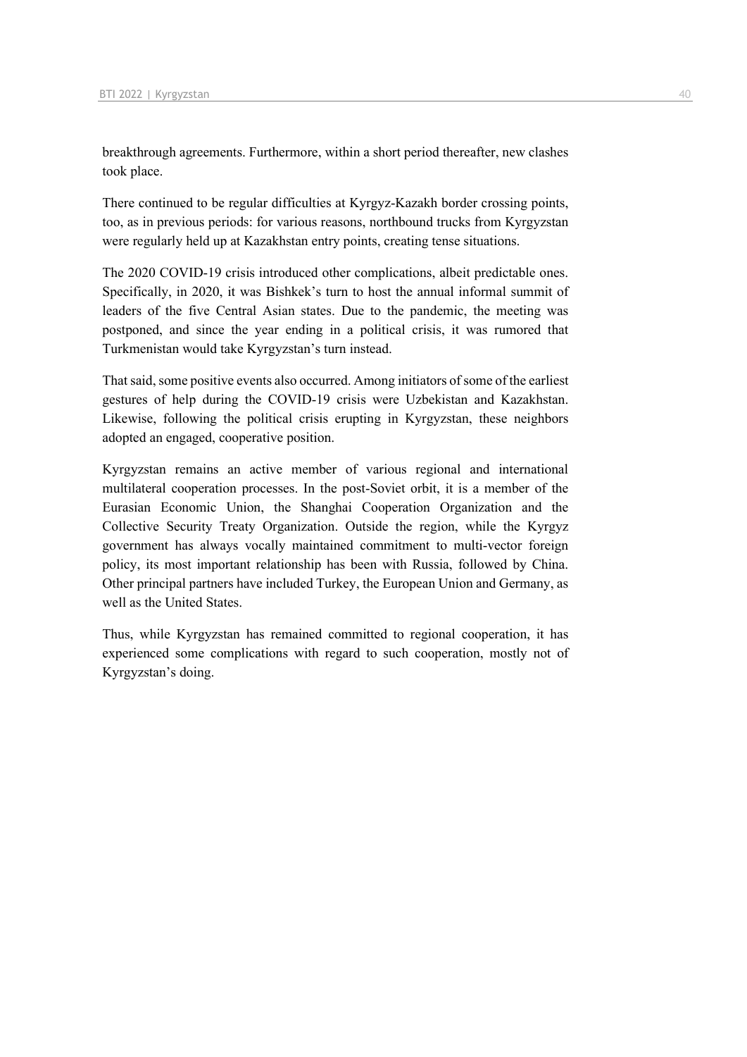breakthrough agreements. Furthermore, within a short period thereafter, new clashes took place.

There continued to be regular difficulties at Kyrgyz-Kazakh border crossing points, too, as in previous periods: for various reasons, northbound trucks from Kyrgyzstan were regularly held up at Kazakhstan entry points, creating tense situations.

The 2020 COVID-19 crisis introduced other complications, albeit predictable ones. Specifically, in 2020, it was Bishkek's turn to host the annual informal summit of leaders of the five Central Asian states. Due to the pandemic, the meeting was postponed, and since the year ending in a political crisis, it was rumored that Turkmenistan would take Kyrgyzstan's turn instead.

That said, some positive events also occurred. Among initiators of some of the earliest gestures of help during the COVID-19 crisis were Uzbekistan and Kazakhstan. Likewise, following the political crisis erupting in Kyrgyzstan, these neighbors adopted an engaged, cooperative position.

Kyrgyzstan remains an active member of various regional and international multilateral cooperation processes. In the post-Soviet orbit, it is a member of the Eurasian Economic Union, the Shanghai Cooperation Organization and the Collective Security Treaty Organization. Outside the region, while the Kyrgyz government has always vocally maintained commitment to multi-vector foreign policy, its most important relationship has been with Russia, followed by China. Other principal partners have included Turkey, the European Union and Germany, as well as the United States.

Thus, while Kyrgyzstan has remained committed to regional cooperation, it has experienced some complications with regard to such cooperation, mostly not of Kyrgyzstan's doing.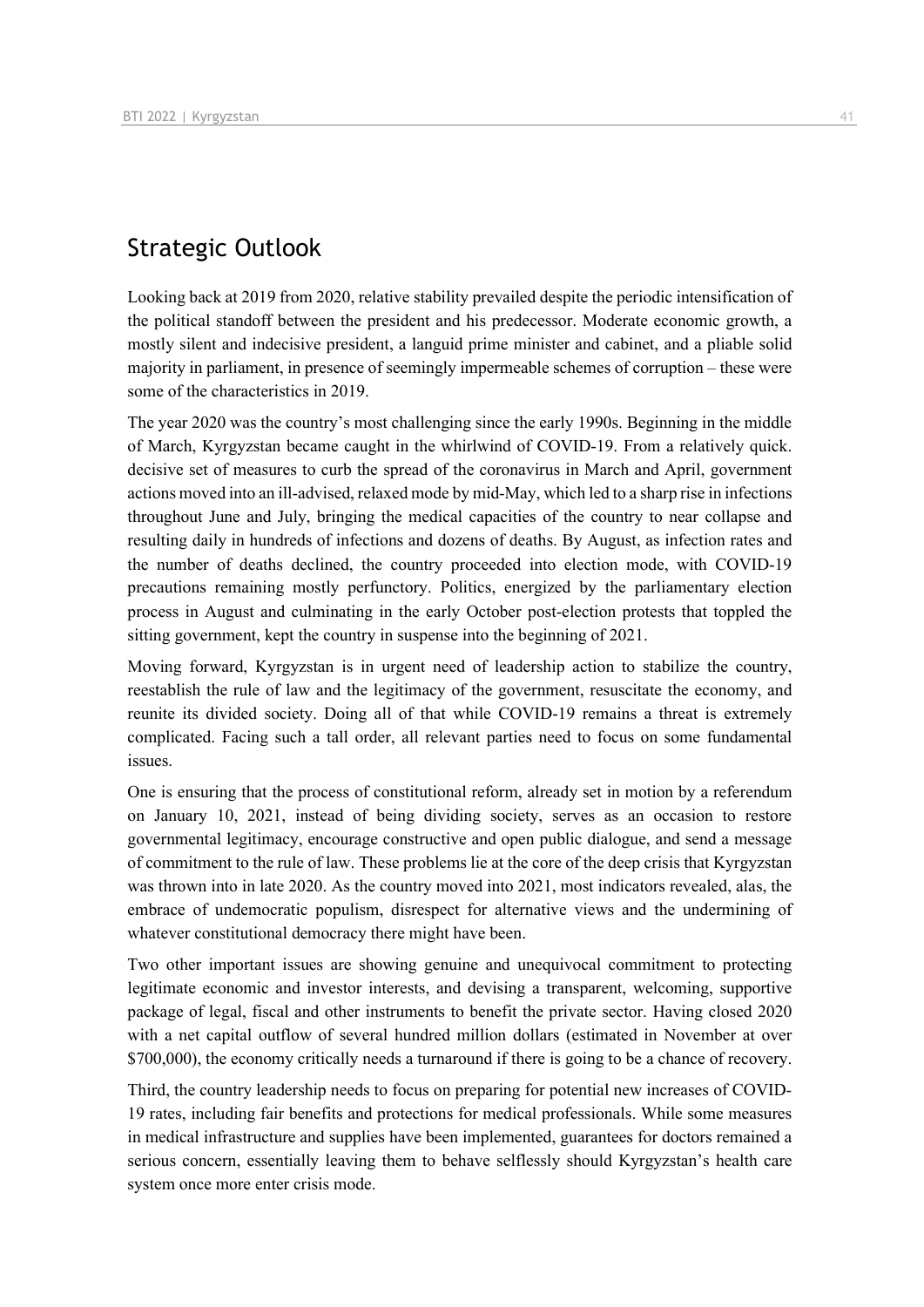## Strategic Outlook

Looking back at 2019 from 2020, relative stability prevailed despite the periodic intensification of the political standoff between the president and his predecessor. Moderate economic growth, a mostly silent and indecisive president, a languid prime minister and cabinet, and a pliable solid majority in parliament, in presence of seemingly impermeable schemes of corruption – these were some of the characteristics in 2019.

The year 2020 was the country's most challenging since the early 1990s. Beginning in the middle of March, Kyrgyzstan became caught in the whirlwind of COVID-19. From a relatively quick. decisive set of measures to curb the spread of the coronavirus in March and April, government actions moved into an ill-advised, relaxed mode by mid-May, which led to a sharp rise in infections throughout June and July, bringing the medical capacities of the country to near collapse and resulting daily in hundreds of infections and dozens of deaths. By August, as infection rates and the number of deaths declined, the country proceeded into election mode, with COVID-19 precautions remaining mostly perfunctory. Politics, energized by the parliamentary election process in August and culminating in the early October post-election protests that toppled the sitting government, kept the country in suspense into the beginning of 2021.

Moving forward, Kyrgyzstan is in urgent need of leadership action to stabilize the country, reestablish the rule of law and the legitimacy of the government, resuscitate the economy, and reunite its divided society. Doing all of that while COVID-19 remains a threat is extremely complicated. Facing such a tall order, all relevant parties need to focus on some fundamental issues.

One is ensuring that the process of constitutional reform, already set in motion by a referendum on January 10, 2021, instead of being dividing society, serves as an occasion to restore governmental legitimacy, encourage constructive and open public dialogue, and send a message of commitment to the rule of law. These problems lie at the core of the deep crisis that Kyrgyzstan was thrown into in late 2020. As the country moved into 2021, most indicators revealed, alas, the embrace of undemocratic populism, disrespect for alternative views and the undermining of whatever constitutional democracy there might have been.

Two other important issues are showing genuine and unequivocal commitment to protecting legitimate economic and investor interests, and devising a transparent, welcoming, supportive package of legal, fiscal and other instruments to benefit the private sector. Having closed 2020 with a net capital outflow of several hundred million dollars (estimated in November at over \$700,000), the economy critically needs a turnaround if there is going to be a chance of recovery.

Third, the country leadership needs to focus on preparing for potential new increases of COVID-19 rates, including fair benefits and protections for medical professionals. While some measures in medical infrastructure and supplies have been implemented, guarantees for doctors remained a serious concern, essentially leaving them to behave selflessly should Kyrgyzstan's health care system once more enter crisis mode.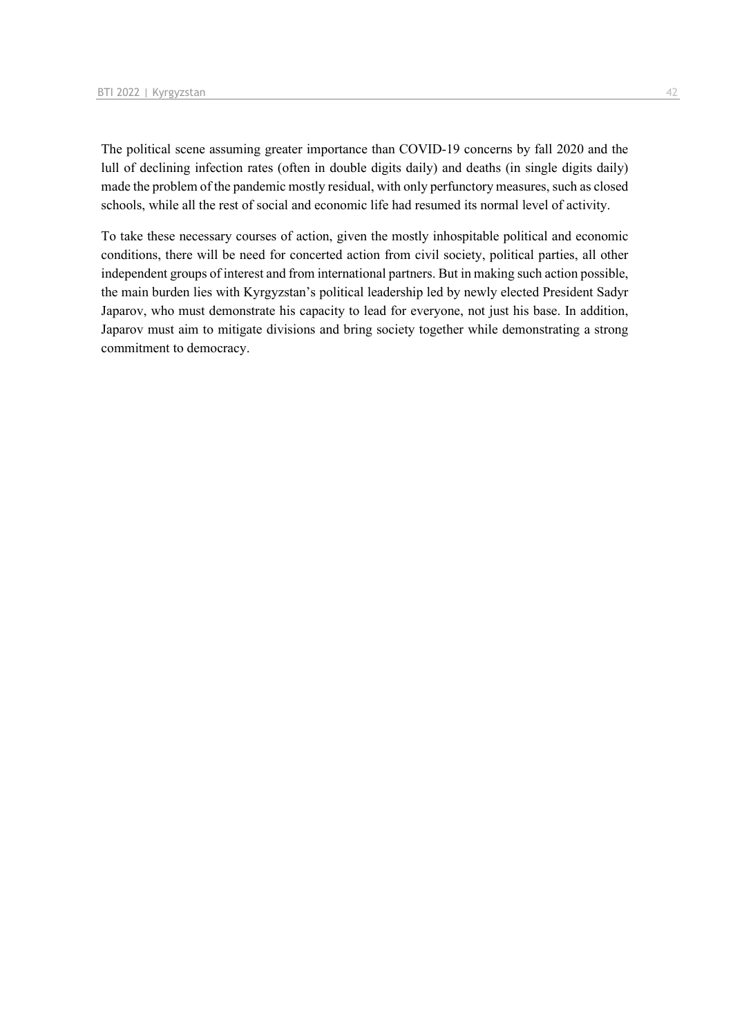The political scene assuming greater importance than COVID-19 concerns by fall 2020 and the lull of declining infection rates (often in double digits daily) and deaths (in single digits daily) made the problem of the pandemic mostly residual, with only perfunctory measures, such as closed schools, while all the rest of social and economic life had resumed its normal level of activity.

To take these necessary courses of action, given the mostly inhospitable political and economic conditions, there will be need for concerted action from civil society, political parties, all other independent groups of interest and from international partners. But in making such action possible, the main burden lies with Kyrgyzstan's political leadership led by newly elected President Sadyr Japarov, who must demonstrate his capacity to lead for everyone, not just his base. In addition, Japarov must aim to mitigate divisions and bring society together while demonstrating a strong commitment to democracy.